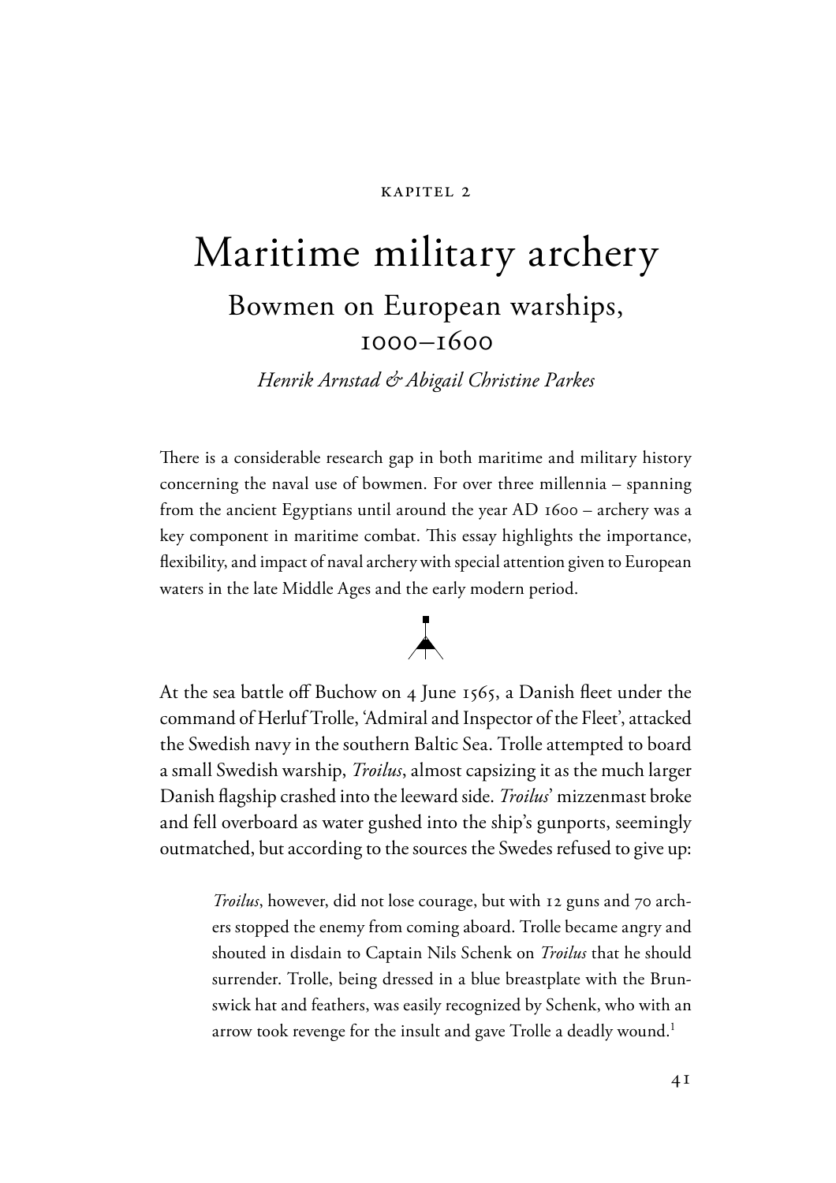KAPITEL 2

# Maritime military archery

## Bowmen on European warships, 1000–1600

*Henrik Arnstad & Abigail Christine Parkes*

There is a considerable research gap in both maritime and military history concerning the naval use of bowmen. For over three millennia – spanning from the ancient Egyptians until around the year AD 1600 – archery was a key component in maritime combat. This essay highlights the importance, flexibility, and impact of naval archery with special attention given to European waters in the late Middle Ages and the early modern period.

At the sea battle off Buchow on 4 June 1565, a Danish fleet under the command of Herluf Trolle, 'Admiral and Inspector of the Fleet', attacked the Swedish navy in the southern Baltic Sea. Trolle attempted to board a small Swedish warship, *Troilus*, almost capsizing it as the much larger Danish flagship crashed into the leeward side. *Troilus*' mizzenmast broke and fell overboard as water gushed into the ship's gunports, seemingly outmatched, but according to the sources the Swedes refused to give up:

> *Troilus*, however, did not lose courage, but with 12 guns and 70 archers stopped the enemy from coming aboard. Trolle became angry and shouted in disdain to Captain Nils Schenk on *Troilus* that he should surrender. Trolle, being dressed in a blue breastplate with the Brunswick hat and feathers, was easily recognized by Schenk, who with an arrow took revenge for the insult and gave Trolle a deadly wound.[1]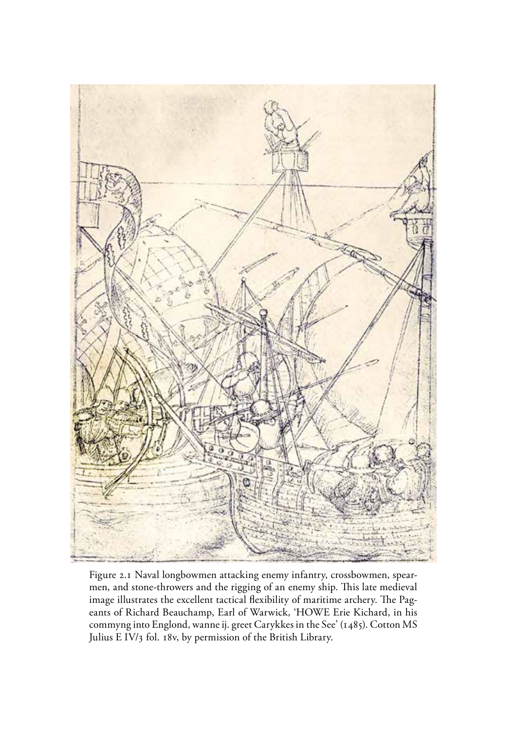Figure 2.1 Naval longbowmen attacking enemy infantry, crossbowmen, spearmen, and stone-throwers and the rigging of an enemy ship. This late medieval image illustrates the excellent tactical flexibility of maritime archery. The Pageants of Richard Beauchamp, Earl of Warwick, 'HOWE Erie Kichard, in his commyng into Englond, wanne ij. greet Carykkes in the See' (1485). Cotton MS Julius E IV/3 fol. 18v, by permission of the British Library.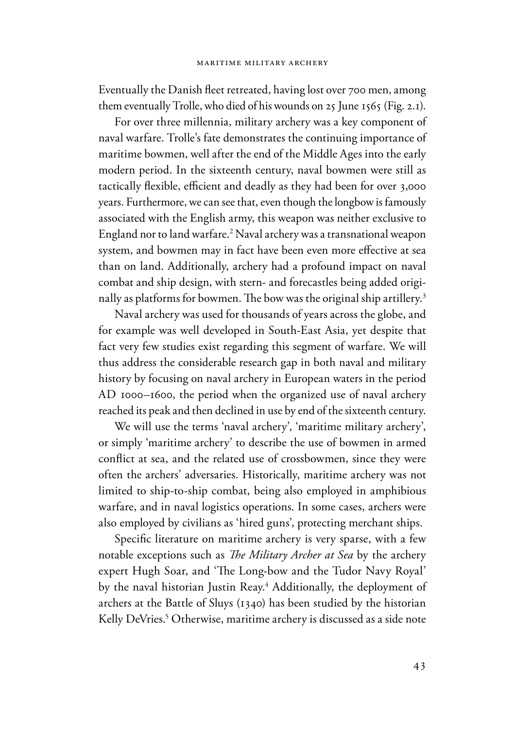Eventually the Danish fleet retreated, having lost over 700 men, among them eventually Trolle, who died of his wounds on 25 June 1565 (Fig. 2.1).

For over three millennia, military archery was a key component of naval warfare. Trolle's fate demonstrates the continuing importance of maritime bowmen, well after the end of the Middle Ages into the early modern period. In the sixteenth century, naval bowmen were still as tactically flexible, efficient and deadly as they had been for over 3,000 years. Furthermore, we can see that, even though the longbow is famously associated with the English army, this weapon was neither exclusive to England nor to land warfare.[2] Naval archery was a transnational weapon system, and bowmen may in fact have been even more effective at sea than on land. Additionally, archery had a profound impact on naval combat and ship design, with stern- and forecastles being added originally as platforms for bowmen. The bow was the original ship artillery.[3]

Naval archery was used for thousands of years across the globe, and for example was well developed in South-East Asia, yet despite that fact very few studies exist regarding this segment of warfare. We will thus address the considerable research gap in both naval and military history by focusing on naval archery in European waters in the period AD 1000–1600, the period when the organized use of naval archery reached its peak and then declined in use by end of the sixteenth century.

We will use the terms 'naval archery', 'maritime military archery', or simply 'maritime archery' to describe the use of bowmen in armed conflict at sea, and the related use of crossbowmen, since they were often the archers' adversaries. Historically, maritime archery was not limited to ship-to-ship combat, being also employed in amphibious warfare, and in naval logistics operations. In some cases, archers were also employed by civilians as 'hired guns', protecting merchant ships.

Specific literature on maritime archery is very sparse, with a few notable exceptions such as *The Military Archer at Sea* by the archery expert Hugh Soar, and 'The Long-bow and the Tudor Navy Royal' by the naval historian Justin Reay.[4] Additionally, the deployment of archers at the Battle of Sluys (1340) has been studied by the historian Kelly DeVries.[5] Otherwise, maritime archery is discussed as a side note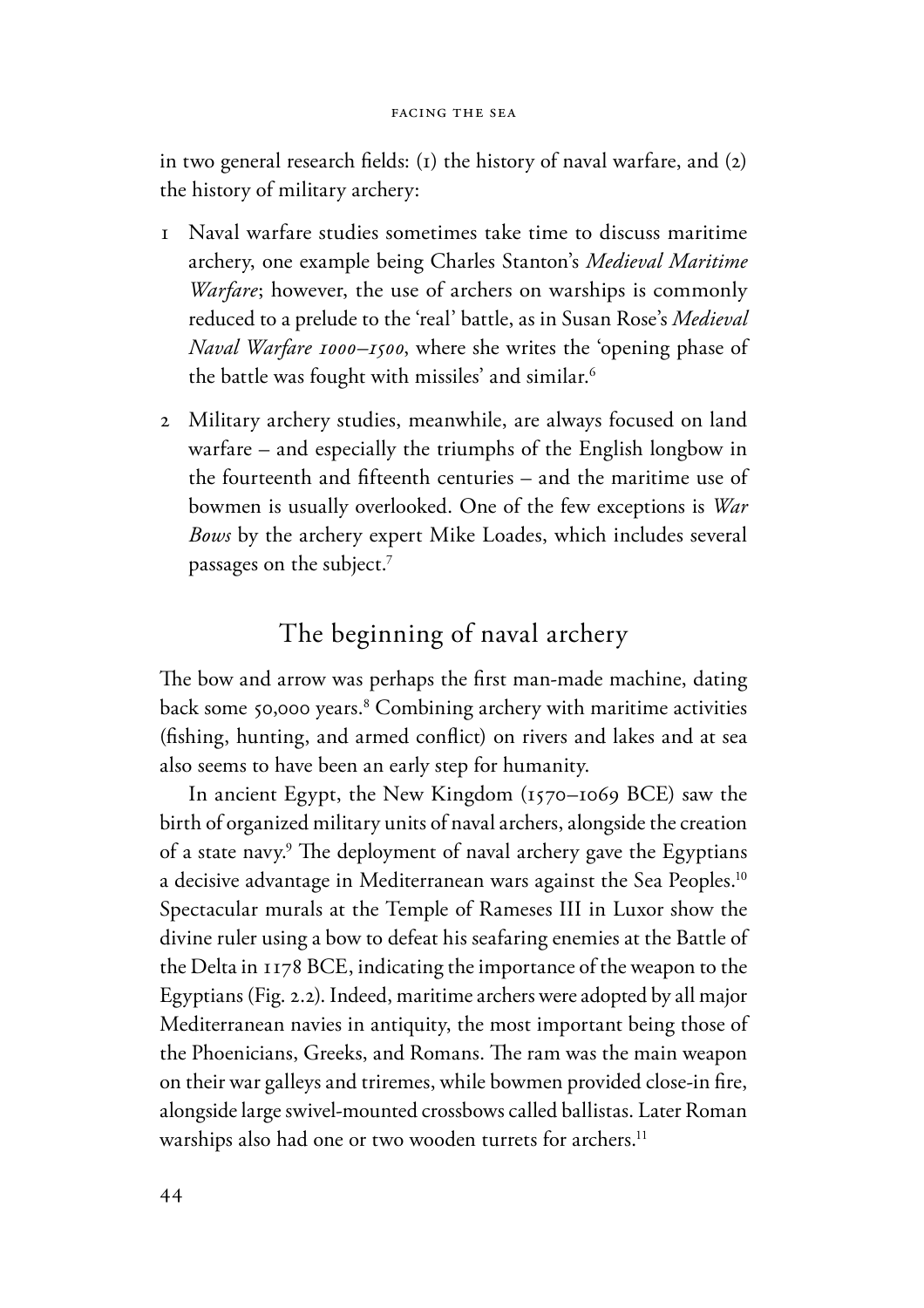in two general research fields: (1) the history of naval warfare, and (2) the history of military archery:

1. Naval warfare studies sometimes take time to discuss maritime archery, one example being Charles Stanton's *Medieval Maritime Warfare*; however, the use of archers on warships is commonly reduced to a prelude to the 'real' battle, as in Susan Rose's *Medieval Naval Warfare 1000–1500*, where she writes the 'opening phase of the battle was fought with missiles' and similar.[6]

2. Military archery studies, meanwhile, are always focused on land warfare – and especially the triumphs of the English longbow in the fourteenth and fifteenth centuries – and the maritime use of bowmen is usually overlooked. One of the few exceptions is *War Bows* by the archery expert Mike Loades, which includes several passages on the subject.[7]

## The beginning of naval archery

The bow and arrow was perhaps the first man-made machine, dating back some 50,000 years.[8] Combining archery with maritime activities (fishing, hunting, and armed conflict) on rivers and lakes and at sea also seems to have been an early step for humanity.

In ancient Egypt, the New Kingdom (1570–1069 BCE) saw the birth of organized military units of naval archers, alongside the creation of a state navy.[9] The deployment of naval archery gave the Egyptians a decisive advantage in Mediterranean wars against the Sea Peoples.[10] Spectacular murals at the Temple of Rameses III in Luxor show the divine ruler using a bow to defeat his seafaring enemies at the Battle of the Delta in 1178 BCE, indicating the importance of the weapon to the Egyptians (Fig. 2.2). Indeed, maritime archers were adopted by all major Mediterranean navies in antiquity, the most important being those of the Phoenicians, Greeks, and Romans. The ram was the main weapon on their war galleys and triremes, while bowmen provided close-in fire, alongside large swivel-mounted crossbows called ballistas. Later Roman warships also had one or two wooden turrets for archers.[11]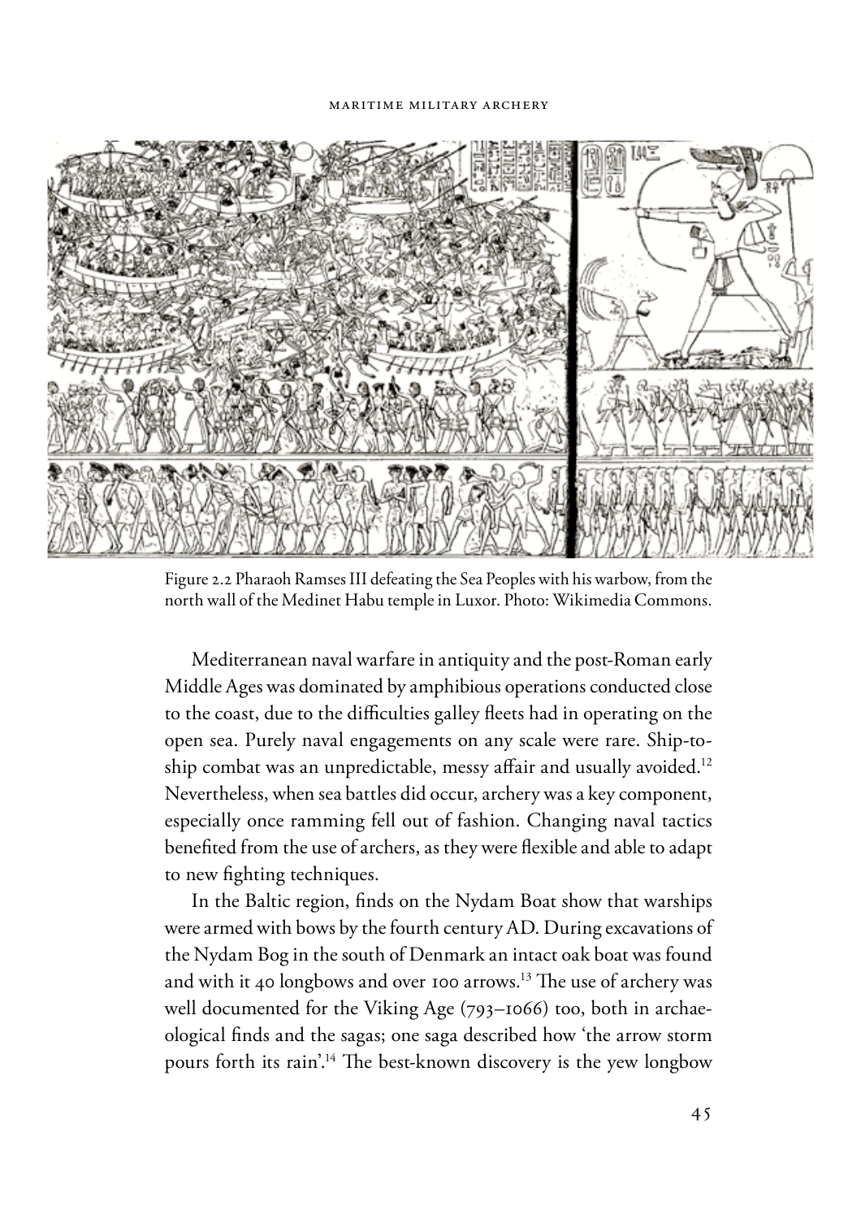Figure 2.2 Pharaoh Ramses III defeating the Sea Peoples with his warbow, from the north wall of the Medinet Habu temple in Luxor. Photo: Wikimedia Commons.

Mediterranean naval warfare in antiquity and the post-Roman early Middle Ages was dominated by amphibious operations conducted close to the coast, due to the difficulties galley fleets had in operating on the open sea. Purely naval engagements on any scale were rare. Ship-to-ship combat was an unpredictable, messy affair and usually avoided.[12] Nevertheless, when sea battles did occur, archery was a key component, especially once ramming fell out of fashion. Changing naval tactics benefited from the use of archers, as they were flexible and able to adapt to new fighting techniques.

In the Baltic region, finds on the Nydam Boat show that warships were armed with bows by the fourth century AD. During excavations of the Nydam Bog in the south of Denmark an intact oak boat was found and with it 40 longbows and over 100 arrows.[13] The use of archery was well documented for the Viking Age (793–1066) too, both in archaeological finds and the sagas; one saga described how 'the arrow storm pours forth its rain'.[14] The best-known discovery is the yew longbow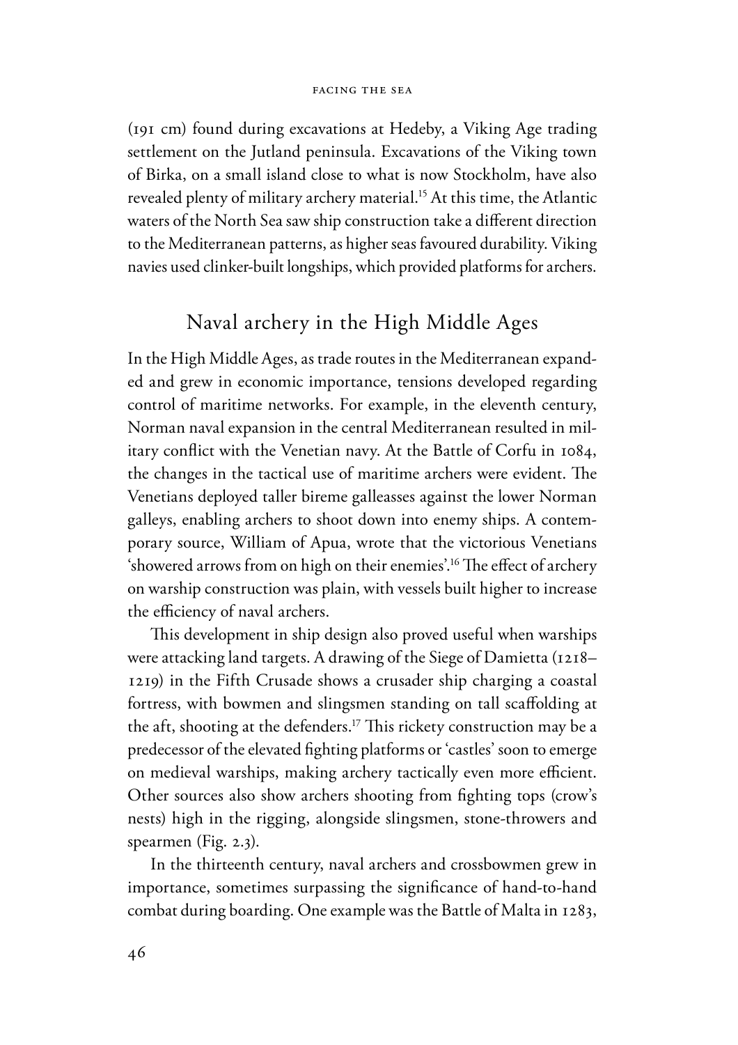(191 cm) found during excavations at Hedeby, a Viking Age trading settlement on the Jutland peninsula. Excavations of the Viking town of Birka, on a small island close to what is now Stockholm, have also revealed plenty of military archery material.[15] At this time, the Atlantic waters of the North Sea saw ship construction take a different direction to the Mediterranean patterns, as higher seas favoured durability. Viking navies used clinker-built longships, which provided platforms for archers.

## Naval archery in the High Middle Ages

In the High Middle Ages, as trade routes in the Mediterranean expanded and grew in economic importance, tensions developed regarding control of maritime networks. For example, in the eleventh century, Norman naval expansion in the central Mediterranean resulted in military conflict with the Venetian navy. At the Battle of Corfu in 1084, the changes in the tactical use of maritime archers were evident. The Venetians deployed taller bireme galleasses against the lower Norman galleys, enabling archers to shoot down into enemy ships. A contemporary source, William of Apua, wrote that the victorious Venetians 'showered arrows from on high on their enemies'.[16] The effect of archery on warship construction was plain, with vessels built higher to increase the efficiency of naval archers.

This development in ship design also proved useful when warships were attacking land targets. A drawing of the Siege of Damietta (1218–1219) in the Fifth Crusade shows a crusader ship charging a coastal fortress, with bowmen and slingsmen standing on tall scaffolding at the aft, shooting at the defenders.[17] This rickety construction may be a predecessor of the elevated fighting platforms or 'castles' soon to emerge on medieval warships, making archery tactically even more efficient. Other sources also show archers shooting from fighting tops (crow's nests) high in the rigging, alongside slingsmen, stone-throwers and spearmen (Fig. 2.3).

In the thirteenth century, naval archers and crossbowmen grew in importance, sometimes surpassing the significance of hand-to-hand combat during boarding. One example was the Battle of Malta in 1283,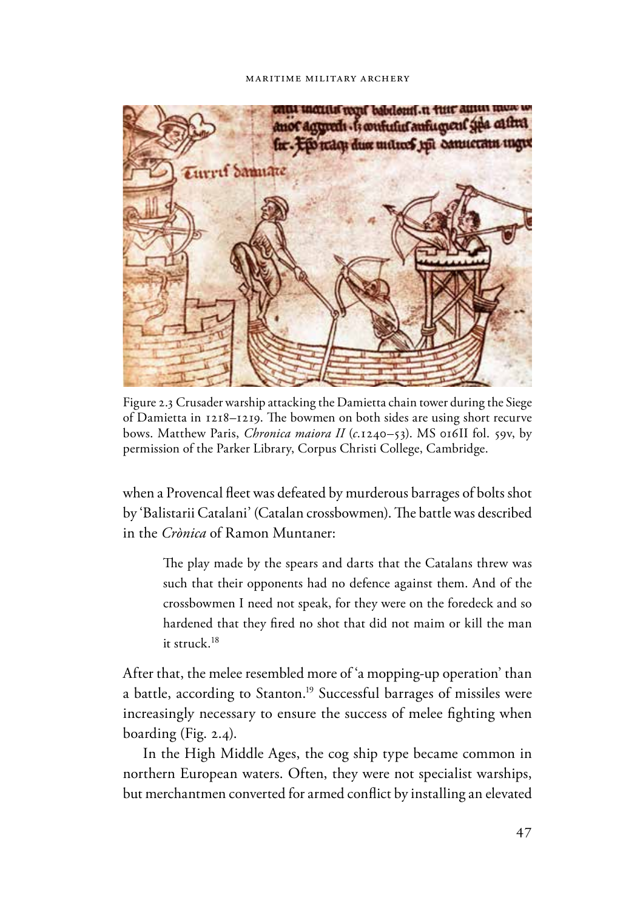Figure 2.3 Crusader warship attacking the Damietta chain tower during the Siege of Damietta in 1218–1219. The bowmen on both sides are using short recurve bows. Matthew Paris, *Chronica maiora II* (*c*.1240–53). MS 016II fol. 59v, by permission of the Parker Library, Corpus Christi College, Cambridge.

when a Provencal fleet was defeated by murderous barrages of bolts shot by 'Balistarii Catalani' (Catalan crossbowmen). The battle was described in the *Crònica* of Ramon Muntaner:

> The play made by the spears and darts that the Catalans threw was such that their opponents had no defence against them. And of the crossbowmen I need not speak, for they were on the foredeck and so hardened that they fired no shot that did not maim or kill the man it struck.[18]

After that, the melee resembled more of 'a mopping-up operation' than a battle, according to Stanton.[19] Successful barrages of missiles were increasingly necessary to ensure the success of melee fighting when boarding (Fig. 2.4).

In the High Middle Ages, the cog ship type became common in northern European waters. Often, they were not specialist warships, but merchantmen converted for armed conflict by installing an elevated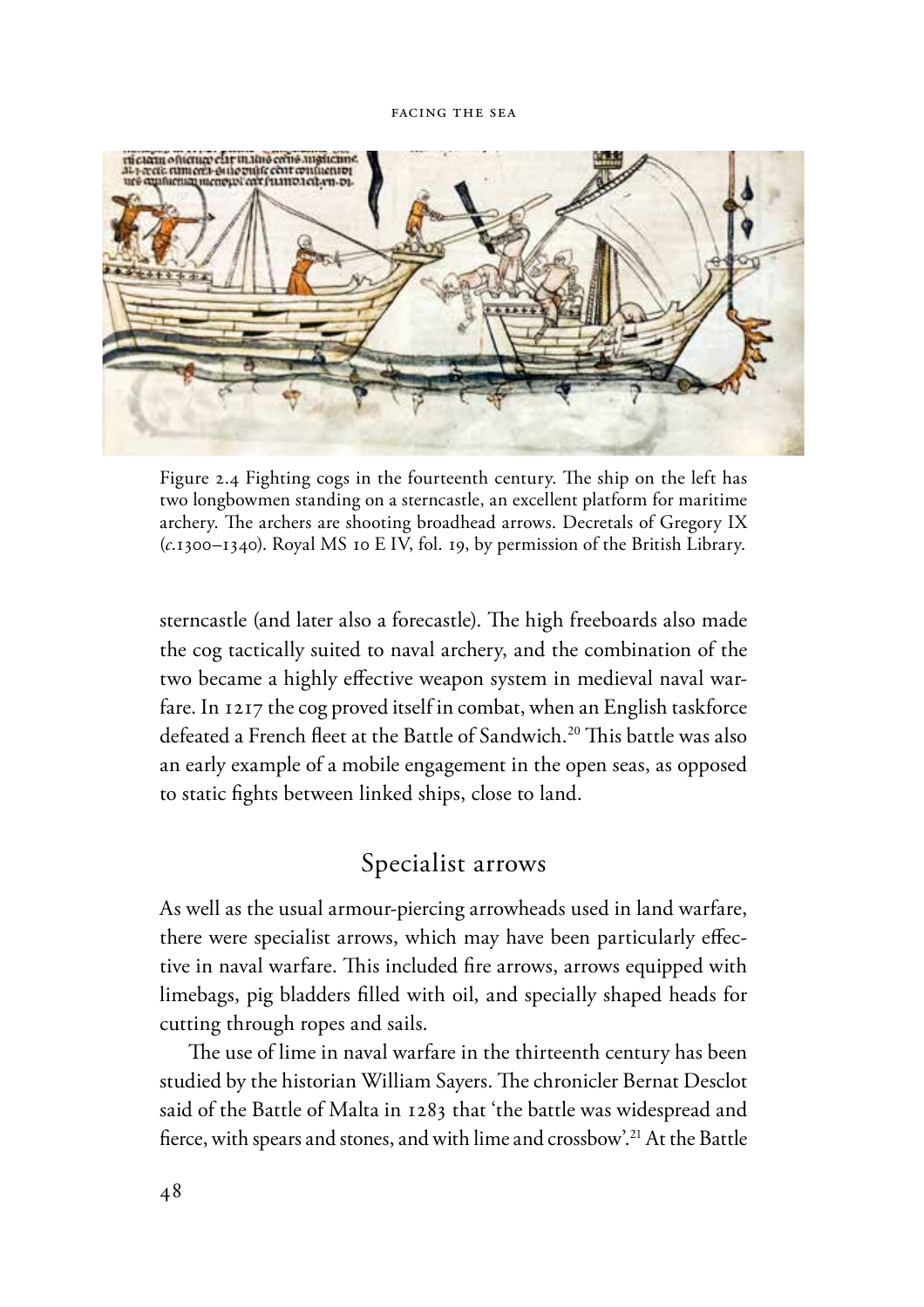Figure 2.4 Fighting cogs in the fourteenth century. The ship on the left has two longbowmen standing on a sterncastle, an excellent platform for maritime archery. The archers are shooting broadhead arrows. Decretals of Gregory IX (*c.*1300–1340). Royal MS 10 E IV, fol. 19, by permission of the British Library.

sterncastle (and later also a forecastle). The high freeboards also made the cog tactically suited to naval archery, and the combination of the two became a highly effective weapon system in medieval naval warfare. In 1217 the cog proved itself in combat, when an English taskforce defeated a French fleet at the Battle of Sandwich.[20] This battle was also an early example of a mobile engagement in the open seas, as opposed to static fights between linked ships, close to land.

## Specialist arrows

As well as the usual armour-piercing arrowheads used in land warfare, there were specialist arrows, which may have been particularly effective in naval warfare. This included fire arrows, arrows equipped with limebags, pig bladders filled with oil, and specially shaped heads for cutting through ropes and sails.

The use of lime in naval warfare in the thirteenth century has been studied by the historian William Sayers. The chronicler Bernat Desclot said of the Battle of Malta in 1283 that 'the battle was widespread and fierce, with spears and stones, and with lime and crossbow'.[21] At the Battle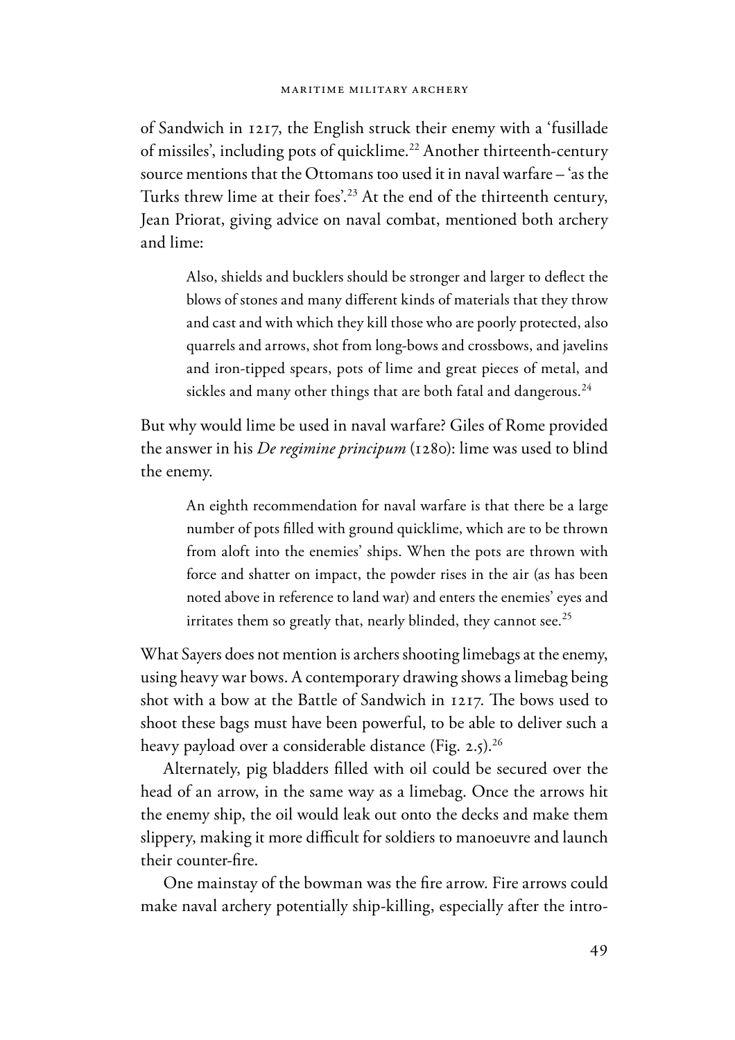of Sandwich in 1217, the English struck their enemy with a 'fusillade of missiles', including pots of quicklime.[22] Another thirteenth-century source mentions that the Ottomans too used it in naval warfare – 'as the Turks threw lime at their foes'.[23] At the end of the thirteenth century, Jean Priorat, giving advice on naval combat, mentioned both archery and lime:

> Also, shields and bucklers should be stronger and larger to deflect the blows of stones and many different kinds of materials that they throw and cast and with which they kill those who are poorly protected, also quarrels and arrows, shot from long-bows and crossbows, and javelins and iron-tipped spears, pots of lime and great pieces of metal, and sickles and many other things that are both fatal and dangerous.[24]

But why would lime be used in naval warfare? Giles of Rome provided the answer in his *De regimine principum* (1280): lime was used to blind the enemy.

> An eighth recommendation for naval warfare is that there be a large number of pots filled with ground quicklime, which are to be thrown from aloft into the enemies' ships. When the pots are thrown with force and shatter on impact, the powder rises in the air (as has been noted above in reference to land war) and enters the enemies' eyes and irritates them so greatly that, nearly blinded, they cannot see.[25]

What Sayers does not mention is archers shooting limebags at the enemy, using heavy war bows. A contemporary drawing shows a limebag being shot with a bow at the Battle of Sandwich in 1217. The bows used to shoot these bags must have been powerful, to be able to deliver such a heavy payload over a considerable distance (Fig. 2.5).[26]

Alternately, pig bladders filled with oil could be secured over the head of an arrow, in the same way as a limebag. Once the arrows hit the enemy ship, the oil would leak out onto the decks and make them slippery, making it more difficult for soldiers to manoeuvre and launch their counter-fire.

One mainstay of the bowman was the fire arrow. Fire arrows could make naval archery potentially ship-killing, especially after the intro-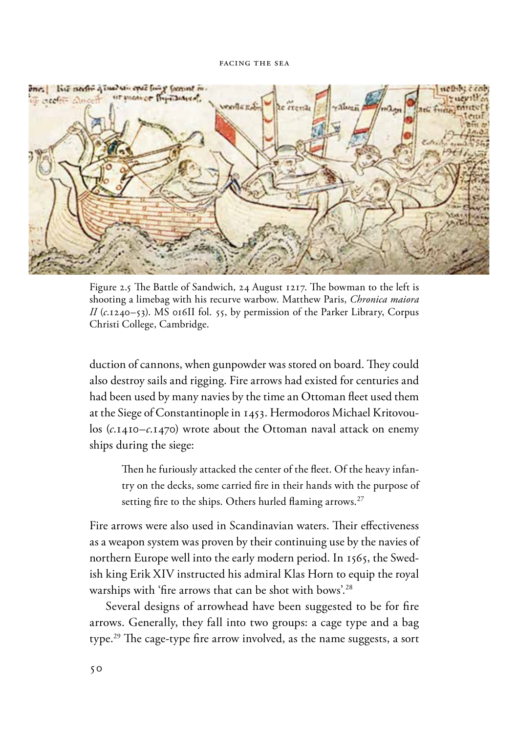Figure 2.5 The Battle of Sandwich, 24 August 1217. The bowman to the left is shooting a limebag with his recurve warbow. Matthew Paris, *Chronica maiora II* (*c.*1240–53). MS 016II fol. 55, by permission of the Parker Library, Corpus Christi College, Cambridge.

duction of cannons, when gunpowder was stored on board. They could also destroy sails and rigging. Fire arrows had existed for centuries and had been used by many navies by the time an Ottoman fleet used them at the Siege of Constantinople in 1453. Hermodoros Michael Kritovoulos (*c.*1410–*c.*1470) wrote about the Ottoman naval attack on enemy ships during the siege:

> Then he furiously attacked the center of the fleet. Of the heavy infantry on the decks, some carried fire in their hands with the purpose of setting fire to the ships. Others hurled flaming arrows.[27]

Fire arrows were also used in Scandinavian waters. Their effectiveness as a weapon system was proven by their continuing use by the navies of northern Europe well into the early modern period. In 1565, the Swedish king Erik XIV instructed his admiral Klas Horn to equip the royal warships with 'fire arrows that can be shot with bows'.[28]

Several designs of arrowhead have been suggested to be for fire arrows. Generally, they fall into two groups: a cage type and a bag type.[29] The cage-type fire arrow involved, as the name suggests, a sort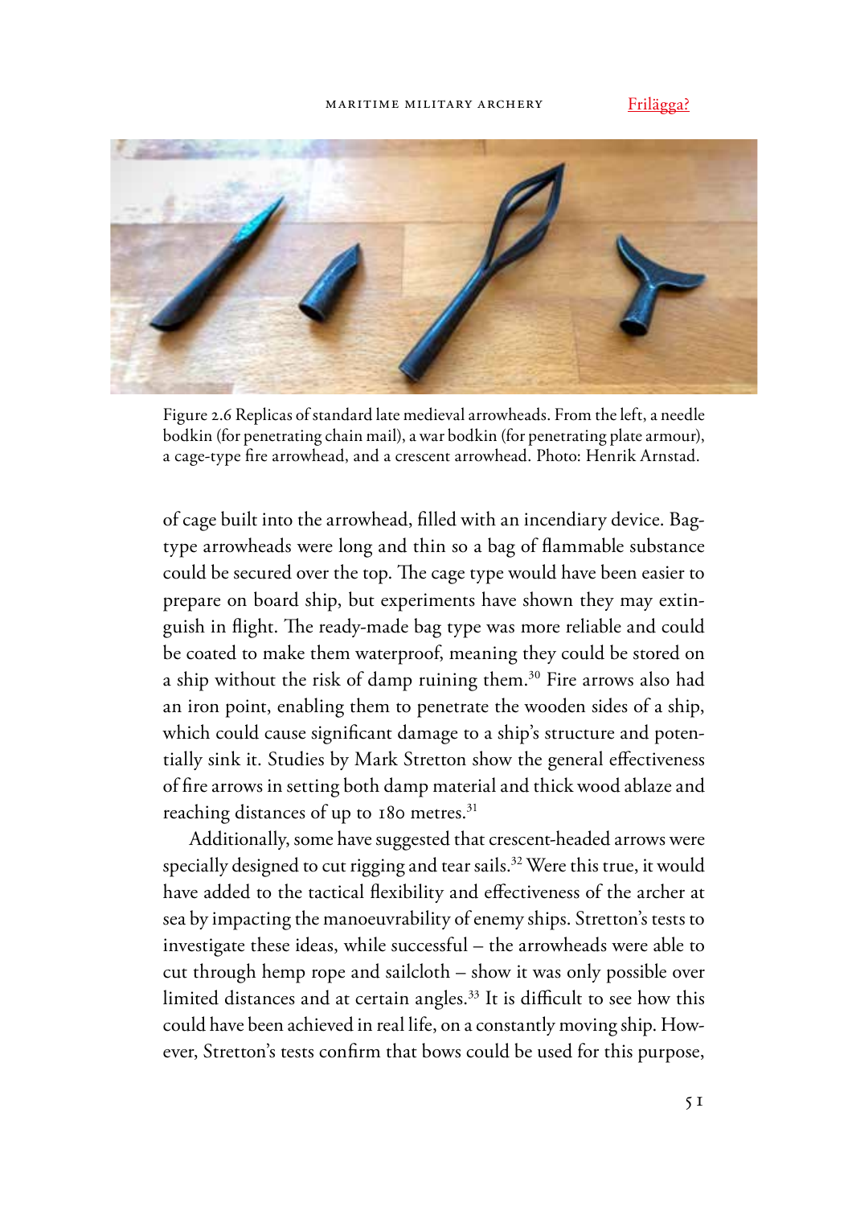Figure 2.6 Replicas of standard late medieval arrowheads. From the left, a needle bodkin (for penetrating chain mail), a war bodkin (for penetrating plate armour), a cage-type fire arrowhead, and a crescent arrowhead. Photo: Henrik Arnstad.

of cage built into the arrowhead, filled with an incendiary device. Bag-type arrowheads were long and thin so a bag of flammable substance could be secured over the top. The cage type would have been easier to prepare on board ship, but experiments have shown they may extinguish in flight. The ready-made bag type was more reliable and could be coated to make them waterproof, meaning they could be stored on a ship without the risk of damp ruining them.[30] Fire arrows also had an iron point, enabling them to penetrate the wooden sides of a ship, which could cause significant damage to a ship's structure and potentially sink it. Studies by Mark Stretton show the general effectiveness of fire arrows in setting both damp material and thick wood ablaze and reaching distances of up to 180 metres.[31]

Additionally, some have suggested that crescent-headed arrows were specially designed to cut rigging and tear sails.[32] Were this true, it would have added to the tactical flexibility and effectiveness of the archer at sea by impacting the manoeuvrability of enemy ships. Stretton's tests to investigate these ideas, while successful – the arrowheads were able to cut through hemp rope and sailcloth – show it was only possible over limited distances and at certain angles.[33] It is difficult to see how this could have been achieved in real life, on a constantly moving ship. However, Stretton's tests confirm that bows could be used for this purpose,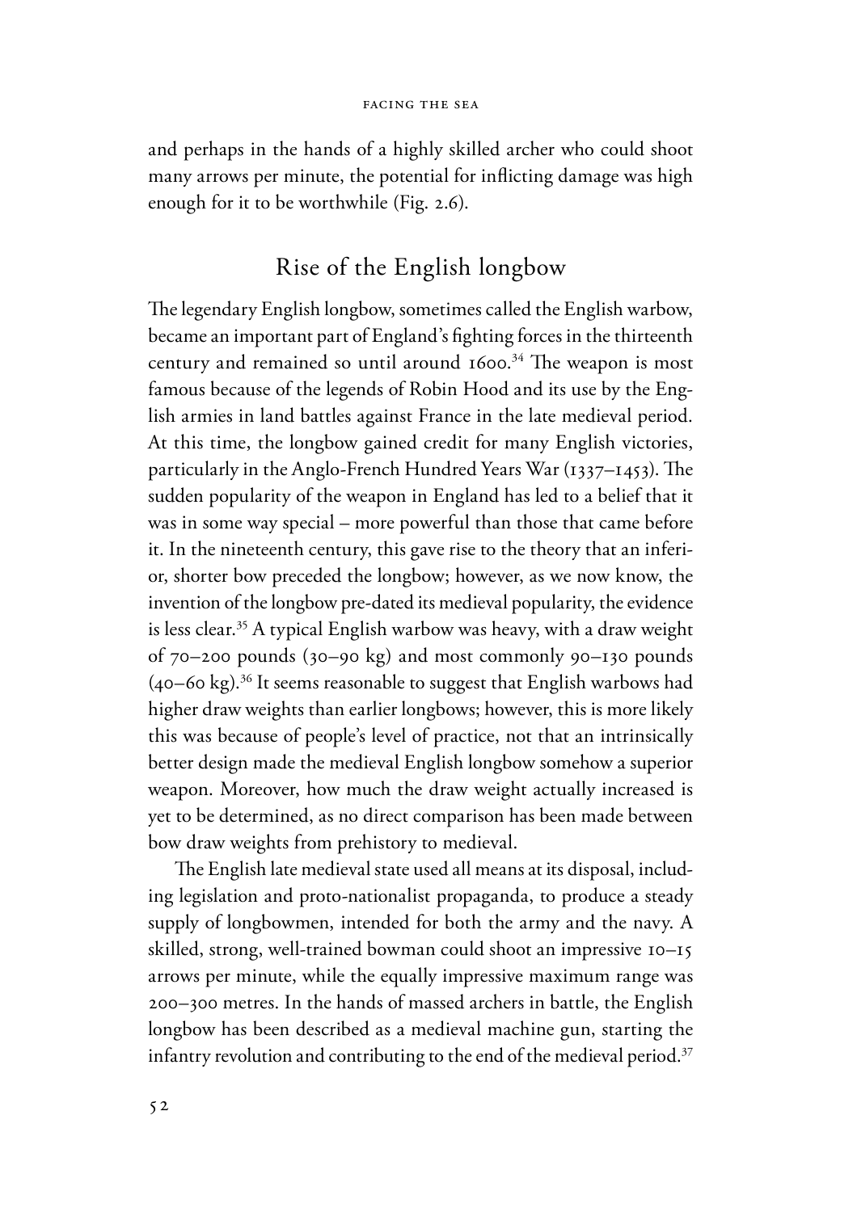and perhaps in the hands of a highly skilled archer who could shoot many arrows per minute, the potential for inflicting damage was high enough for it to be worthwhile (Fig. 2.6).

## Rise of the English longbow

The legendary English longbow, sometimes called the English warbow, became an important part of England's fighting forces in the thirteenth century and remained so until around 1600.[34] The weapon is most famous because of the legends of Robin Hood and its use by the English armies in land battles against France in the late medieval period. At this time, the longbow gained credit for many English victories, particularly in the Anglo-French Hundred Years War (1337–1453). The sudden popularity of the weapon in England has led to a belief that it was in some way special – more powerful than those that came before it. In the nineteenth century, this gave rise to the theory that an inferior, shorter bow preceded the longbow; however, as we now know, the invention of the longbow pre-dated its medieval popularity, the evidence is less clear.[35] A typical English warbow was heavy, with a draw weight of 70–200 pounds (30–90 kg) and most commonly 90–130 pounds (40–60 kg).[36] It seems reasonable to suggest that English warbows had higher draw weights than earlier longbows; however, this is more likely this was because of people's level of practice, not that an intrinsically better design made the medieval English longbow somehow a superior weapon. Moreover, how much the draw weight actually increased is yet to be determined, as no direct comparison has been made between bow draw weights from prehistory to medieval.

The English late medieval state used all means at its disposal, including legislation and proto-nationalist propaganda, to produce a steady supply of longbowmen, intended for both the army and the navy. A skilled, strong, well-trained bowman could shoot an impressive 10–15 arrows per minute, while the equally impressive maximum range was 200–300 metres. In the hands of massed archers in battle, the English longbow has been described as a medieval machine gun, starting the infantry revolution and contributing to the end of the medieval period.[37]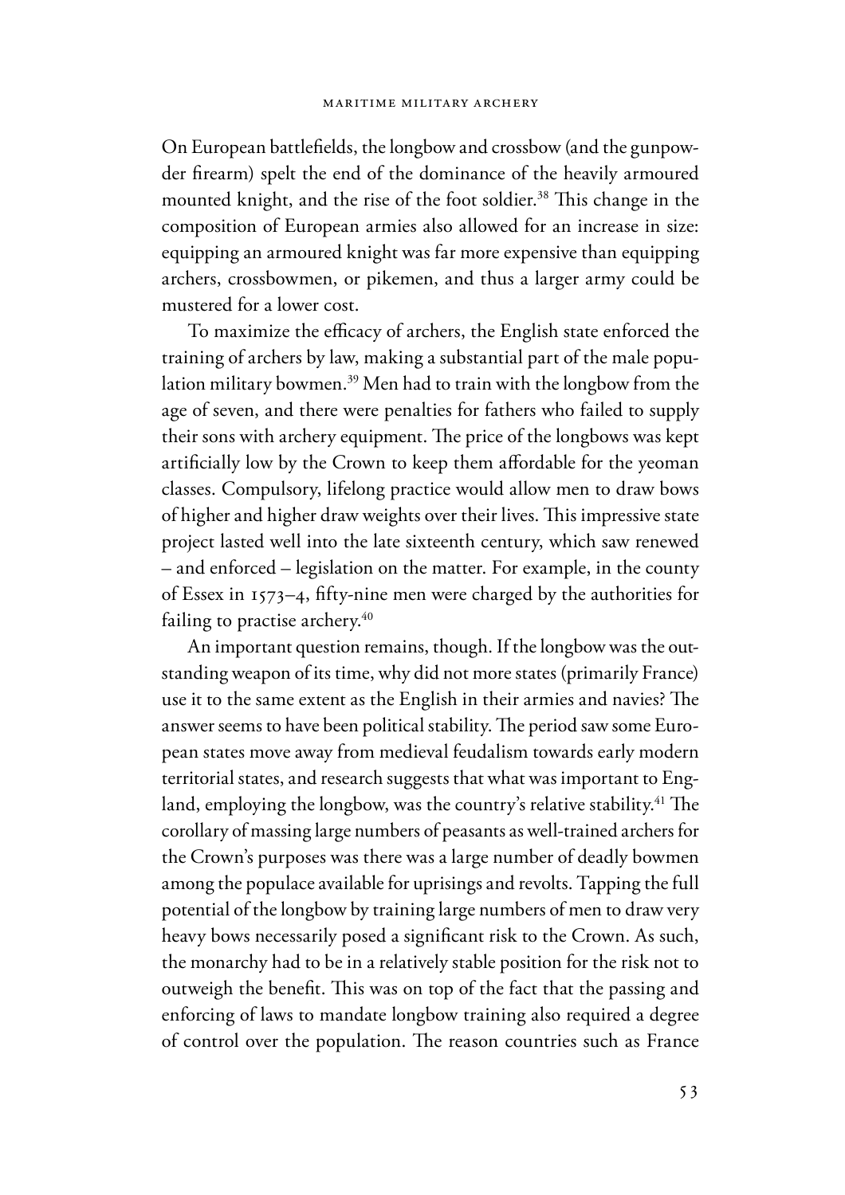On European battlefields, the longbow and crossbow (and the gunpowder firearm) spelt the end of the dominance of the heavily armoured mounted knight, and the rise of the foot soldier.[38] This change in the composition of European armies also allowed for an increase in size: equipping an armoured knight was far more expensive than equipping archers, crossbowmen, or pikemen, and thus a larger army could be mustered for a lower cost.

To maximize the efficacy of archers, the English state enforced the training of archers by law, making a substantial part of the male population military bowmen.[39] Men had to train with the longbow from the age of seven, and there were penalties for fathers who failed to supply their sons with archery equipment. The price of the longbows was kept artificially low by the Crown to keep them affordable for the yeoman classes. Compulsory, lifelong practice would allow men to draw bows of higher and higher draw weights over their lives. This impressive state project lasted well into the late sixteenth century, which saw renewed – and enforced – legislation on the matter. For example, in the county of Essex in 1573–4, fifty-nine men were charged by the authorities for failing to practise archery.[40]

An important question remains, though. If the longbow was the outstanding weapon of its time, why did not more states (primarily France) use it to the same extent as the English in their armies and navies? The answer seems to have been political stability. The period saw some European states move away from medieval feudalism towards early modern territorial states, and research suggests that what was important to England, employing the longbow, was the country's relative stability.[41] The corollary of massing large numbers of peasants as well-trained archers for the Crown's purposes was there was a large number of deadly bowmen among the populace available for uprisings and revolts. Tapping the full potential of the longbow by training large numbers of men to draw very heavy bows necessarily posed a significant risk to the Crown. As such, the monarchy had to be in a relatively stable position for the risk not to outweigh the benefit. This was on top of the fact that the passing and enforcing of laws to mandate longbow training also required a degree of control over the population. The reason countries such as France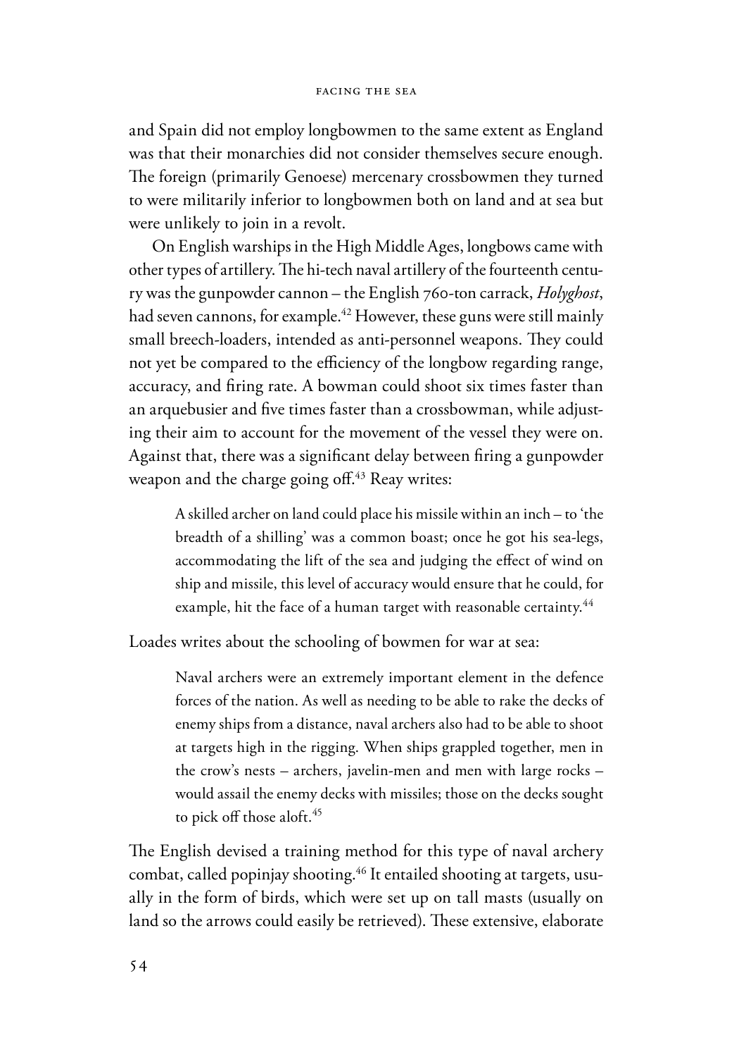and Spain did not employ longbowmen to the same extent as England was that their monarchies did not consider themselves secure enough. The foreign (primarily Genoese) mercenary crossbowmen they turned to were militarily inferior to longbowmen both on land and at sea but were unlikely to join in a revolt.

On English warships in the High Middle Ages, longbows came with other types of artillery. The hi-tech naval artillery of the fourteenth century was the gunpowder cannon – the English 760-ton carrack, *Holyghost*, had seven cannons, for example.[42] However, these guns were still mainly small breech-loaders, intended as anti-personnel weapons. They could not yet be compared to the efficiency of the longbow regarding range, accuracy, and firing rate. A bowman could shoot six times faster than an arquebusier and five times faster than a crossbowman, while adjusting their aim to account for the movement of the vessel they were on. Against that, there was a significant delay between firing a gunpowder weapon and the charge going off.[43] Reay writes:

> A skilled archer on land could place his missile within an inch – to 'the breadth of a shilling' was a common boast; once he got his sea-legs, accommodating the lift of the sea and judging the effect of wind on ship and missile, this level of accuracy would ensure that he could, for example, hit the face of a human target with reasonable certainty.[44]

Loades writes about the schooling of bowmen for war at sea:

> Naval archers were an extremely important element in the defence forces of the nation. As well as needing to be able to rake the decks of enemy ships from a distance, naval archers also had to be able to shoot at targets high in the rigging. When ships grappled together, men in the crow's nests – archers, javelin-men and men with large rocks – would assail the enemy decks with missiles; those on the decks sought to pick off those aloft.[45]

The English devised a training method for this type of naval archery combat, called popinjay shooting.[46] It entailed shooting at targets, usually in the form of birds, which were set up on tall masts (usually on land so the arrows could easily be retrieved). These extensive, elaborate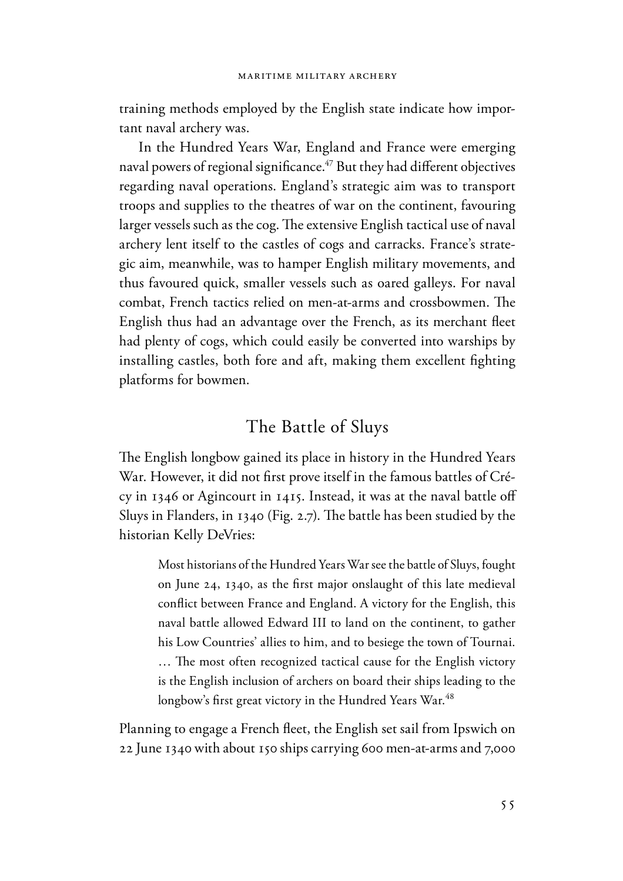training methods employed by the English state indicate how important naval archery was.

In the Hundred Years War, England and France were emerging naval powers of regional significance.[47] But they had different objectives regarding naval operations. England's strategic aim was to transport troops and supplies to the theatres of war on the continent, favouring larger vessels such as the cog. The extensive English tactical use of naval archery lent itself to the castles of cogs and carracks. France's strategic aim, meanwhile, was to hamper English military movements, and thus favoured quick, smaller vessels such as oared galleys. For naval combat, French tactics relied on men-at-arms and crossbowmen. The English thus had an advantage over the French, as its merchant fleet had plenty of cogs, which could easily be converted into warships by installing castles, both fore and aft, making them excellent fighting platforms for bowmen.

## The Battle of Sluys

The English longbow gained its place in history in the Hundred Years War. However, it did not first prove itself in the famous battles of Crécy in 1346 or Agincourt in 1415. Instead, it was at the naval battle off Sluys in Flanders, in 1340 (Fig. 2.7). The battle has been studied by the historian Kelly DeVries:

> Most historians of the Hundred Years War see the battle of Sluys, fought on June 24, 1340, as the first major onslaught of this late medieval conflict between France and England. A victory for the English, this naval battle allowed Edward III to land on the continent, to gather his Low Countries' allies to him, and to besiege the town of Tournai. … The most often recognized tactical cause for the English victory is the English inclusion of archers on board their ships leading to the longbow's first great victory in the Hundred Years War.[48]

Planning to engage a French fleet, the English set sail from Ipswich on 22 June 1340 with about 150 ships carrying 600 men-at-arms and 7,000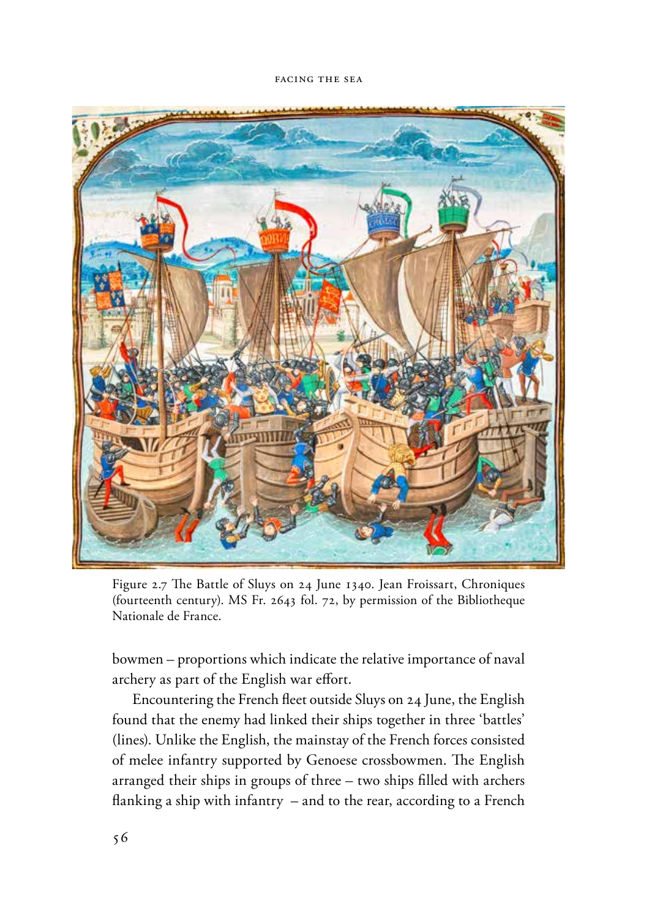Figure 2.7 The Battle of Sluys on 24 June 1340. Jean Froissart, Chroniques (fourteenth century). MS Fr. 2643 fol. 72, by permission of the Bibliotheque Nationale de France.

bowmen – proportions which indicate the relative importance of naval archery as part of the English war effort.

Encountering the French fleet outside Sluys on 24 June, the English found that the enemy had linked their ships together in three 'battles' (lines). Unlike the English, the mainstay of the French forces consisted of melee infantry supported by Genoese crossbowmen. The English arranged their ships in groups of three – two ships filled with archers flanking a ship with infantry – and to the rear, according to a French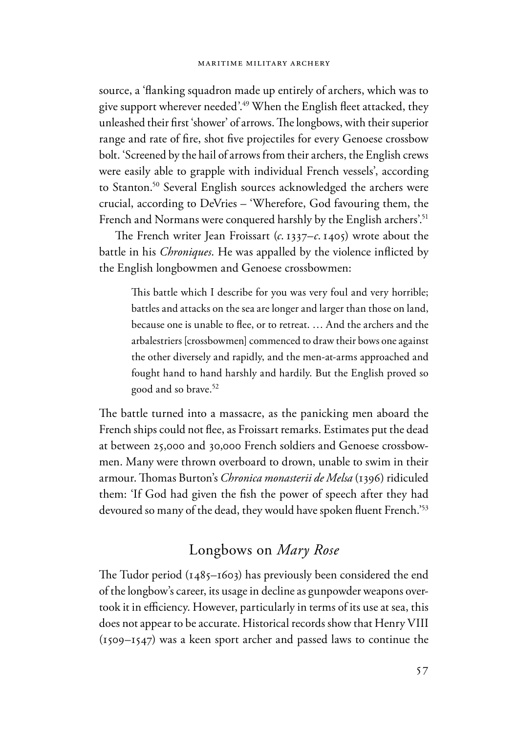source, a 'flanking squadron made up entirely of archers, which was to give support wherever needed'.[49] When the English fleet attacked, they unleashed their first 'shower' of arrows. The longbows, with their superior range and rate of fire, shot five projectiles for every Genoese crossbow bolt. 'Screened by the hail of arrows from their archers, the English crews were easily able to grapple with individual French vessels', according to Stanton.[50] Several English sources acknowledged the archers were crucial, according to DeVries – 'Wherefore, God favouring them, the French and Normans were conquered harshly by the English archers'.[51]

The French writer Jean Froissart (*c.* 1337–*c.* 1405) wrote about the battle in his *Chroniques*. He was appalled by the violence inflicted by the English longbowmen and Genoese crossbowmen:

> This battle which I describe for you was very foul and very horrible; battles and attacks on the sea are longer and larger than those on land, because one is unable to flee, or to retreat. … And the archers and the arbalestriers [crossbowmen] commenced to draw their bows one against the other diversely and rapidly, and the men-at-arms approached and fought hand to hand harshly and hardily. But the English proved so good and so brave.[52]

The battle turned into a massacre, as the panicking men aboard the French ships could not flee, as Froissart remarks. Estimates put the dead at between 25,000 and 30,000 French soldiers and Genoese crossbowmen. Many were thrown overboard to drown, unable to swim in their armour. Thomas Burton's *Chronica monasterii de Melsa* (1396) ridiculed them: 'If God had given the fish the power of speech after they had devoured so many of the dead, they would have spoken fluent French.'[53]

## Longbows on *Mary Rose*

The Tudor period (1485–1603) has previously been considered the end of the longbow's career, its usage in decline as gunpowder weapons overtook it in efficiency. However, particularly in terms of its use at sea, this does not appear to be accurate. Historical records show that Henry VIII (1509–1547) was a keen sport archer and passed laws to continue the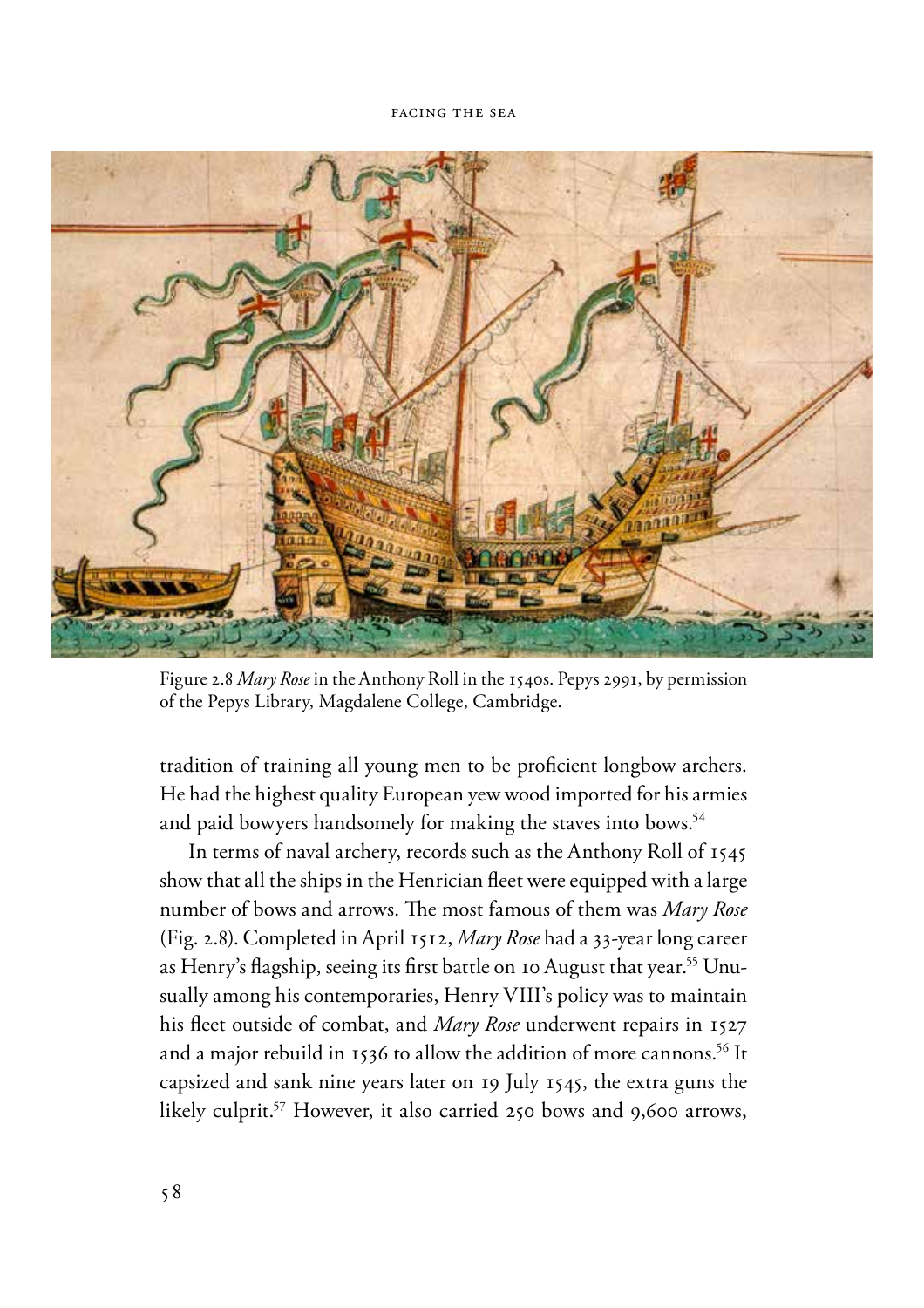Figure 2.8 *Mary Rose* in the Anthony Roll in the 1540s. Pepys 2991, by permission of the Pepys Library, Magdalene College, Cambridge.

tradition of training all young men to be proficient longbow archers. He had the highest quality European yew wood imported for his armies and paid bowyers handsomely for making the staves into bows.[54]

In terms of naval archery, records such as the Anthony Roll of 1545 show that all the ships in the Henrician fleet were equipped with a large number of bows and arrows. The most famous of them was *Mary Rose* (Fig. 2.8). Completed in April 1512, *Mary Rose* had a 33-year long career as Henry's flagship, seeing its first battle on 10 August that year.[55] Unusually among his contemporaries, Henry VIII's policy was to maintain his fleet outside of combat, and *Mary Rose* underwent repairs in 1527 and a major rebuild in 1536 to allow the addition of more cannons.[56] It capsized and sank nine years later on 19 July 1545, the extra guns the likely culprit.[57] However, it also carried 250 bows and 9,600 arrows,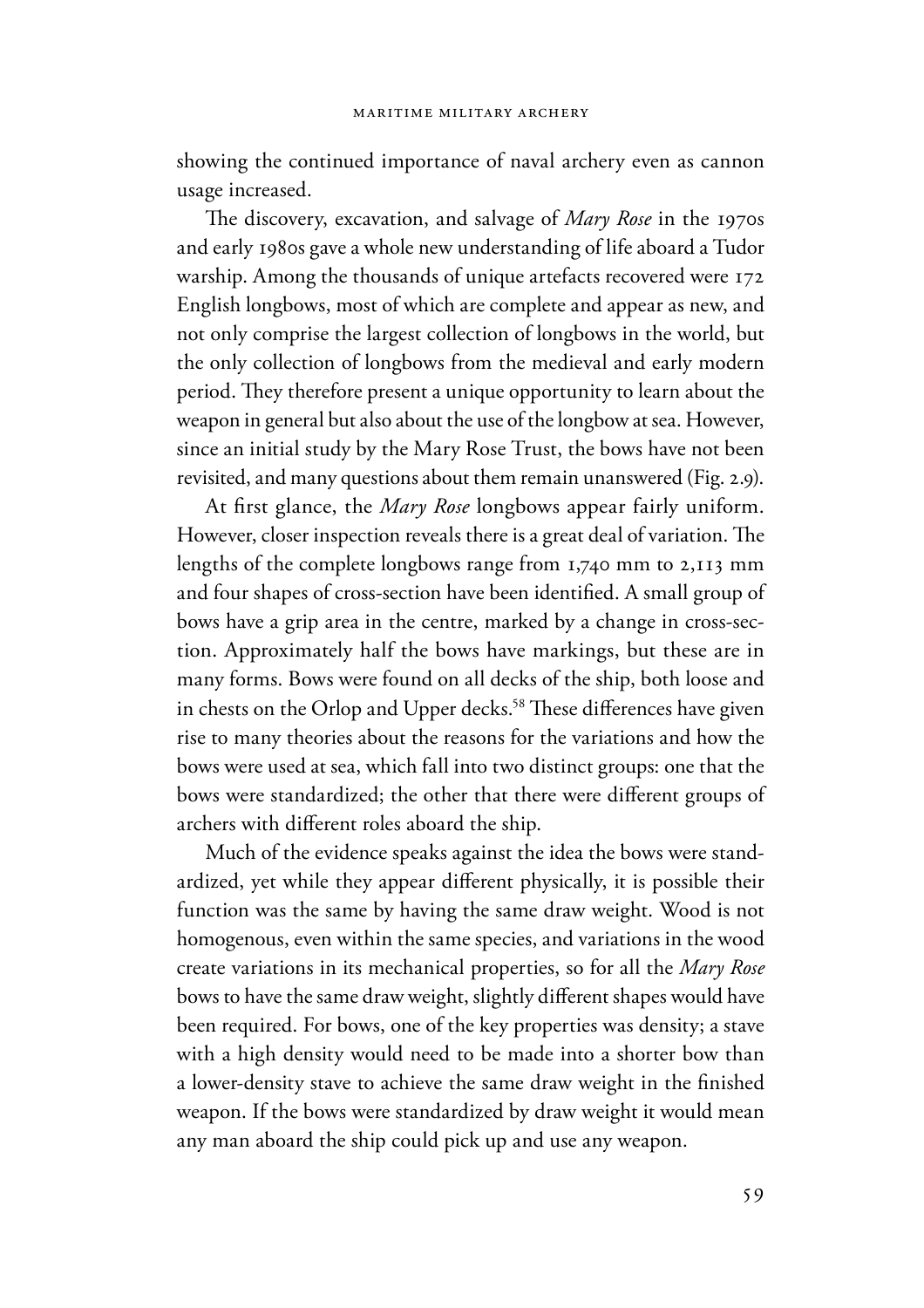showing the continued importance of naval archery even as cannon usage increased.

The discovery, excavation, and salvage of *Mary Rose* in the 1970s and early 1980s gave a whole new understanding of life aboard a Tudor warship. Among the thousands of unique artefacts recovered were 172 English longbows, most of which are complete and appear as new, and not only comprise the largest collection of longbows in the world, but the only collection of longbows from the medieval and early modern period. They therefore present a unique opportunity to learn about the weapon in general but also about the use of the longbow at sea. However, since an initial study by the Mary Rose Trust, the bows have not been revisited, and many questions about them remain unanswered (Fig. 2.9).

At first glance, the *Mary Rose* longbows appear fairly uniform. However, closer inspection reveals there is a great deal of variation. The lengths of the complete longbows range from 1,740 mm to 2,113 mm and four shapes of cross-section have been identified. A small group of bows have a grip area in the centre, marked by a change in cross-section. Approximately half the bows have markings, but these are in many forms. Bows were found on all decks of the ship, both loose and in chests on the Orlop and Upper decks.[58] These differences have given rise to many theories about the reasons for the variations and how the bows were used at sea, which fall into two distinct groups: one that the bows were standardized; the other that there were different groups of archers with different roles aboard the ship.

Much of the evidence speaks against the idea the bows were standardized, yet while they appear different physically, it is possible their function was the same by having the same draw weight. Wood is not homogenous, even within the same species, and variations in the wood create variations in its mechanical properties, so for all the *Mary Rose* bows to have the same draw weight, slightly different shapes would have been required. For bows, one of the key properties was density; a stave with a high density would need to be made into a shorter bow than a lower-density stave to achieve the same draw weight in the finished weapon. If the bows were standardized by draw weight it would mean any man aboard the ship could pick up and use any weapon.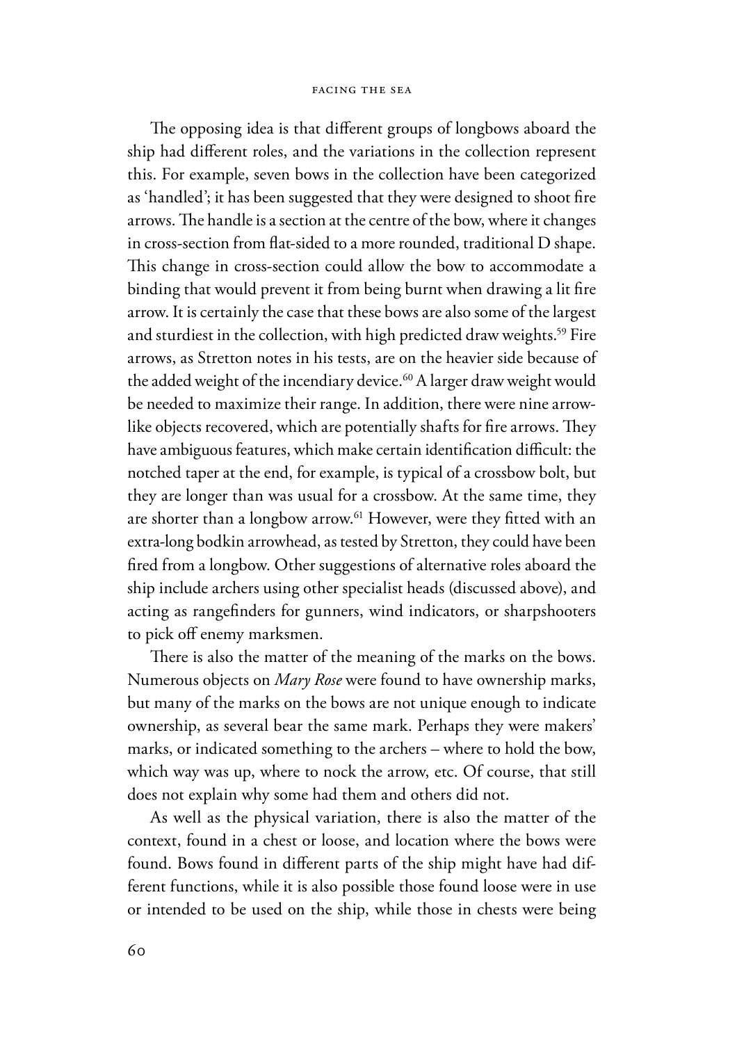The opposing idea is that different groups of longbows aboard the ship had different roles, and the variations in the collection represent this. For example, seven bows in the collection have been categorized as 'handled'; it has been suggested that they were designed to shoot fire arrows. The handle is a section at the centre of the bow, where it changes in cross-section from flat-sided to a more rounded, traditional D shape. This change in cross-section could allow the bow to accommodate a binding that would prevent it from being burnt when drawing a lit fire arrow. It is certainly the case that these bows are also some of the largest and sturdiest in the collection, with high predicted draw weights.[59] Fire arrows, as Stretton notes in his tests, are on the heavier side because of the added weight of the incendiary device.[60] A larger draw weight would be needed to maximize their range. In addition, there were nine arrow-like objects recovered, which are potentially shafts for fire arrows. They have ambiguous features, which make certain identification difficult: the notched taper at the end, for example, is typical of a crossbow bolt, but they are longer than was usual for a crossbow. At the same time, they are shorter than a longbow arrow.[61] However, were they fitted with an extra-long bodkin arrowhead, as tested by Stretton, they could have been fired from a longbow. Other suggestions of alternative roles aboard the ship include archers using other specialist heads (discussed above), and acting as rangefinders for gunners, wind indicators, or sharpshooters to pick off enemy marksmen.

There is also the matter of the meaning of the marks on the bows. Numerous objects on *Mary Rose* were found to have ownership marks, but many of the marks on the bows are not unique enough to indicate ownership, as several bear the same mark. Perhaps they were makers' marks, or indicated something to the archers – where to hold the bow, which way was up, where to nock the arrow, etc. Of course, that still does not explain why some had them and others did not.

As well as the physical variation, there is also the matter of the context, found in a chest or loose, and location where the bows were found. Bows found in different parts of the ship might have had different functions, while it is also possible those found loose were in use or intended to be used on the ship, while those in chests were being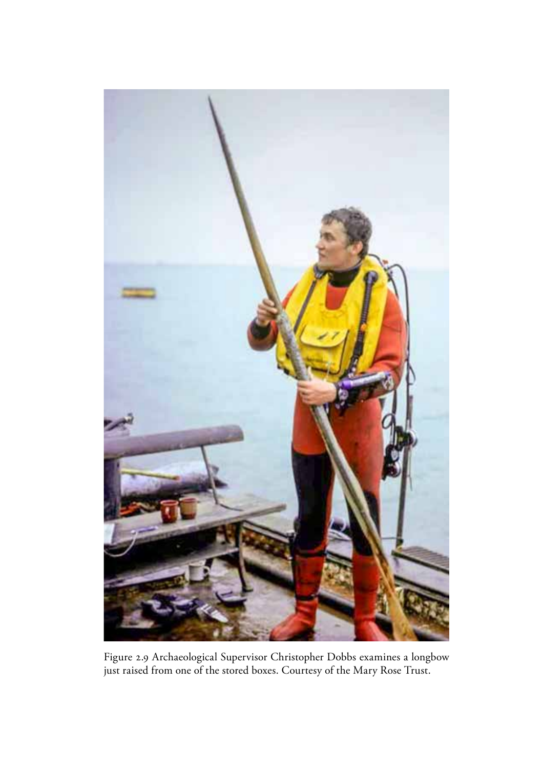Figure 2.9 Archaeological Supervisor Christopher Dobbs examines a longbow just raised from one of the stored boxes. Courtesy of the Mary Rose Trust.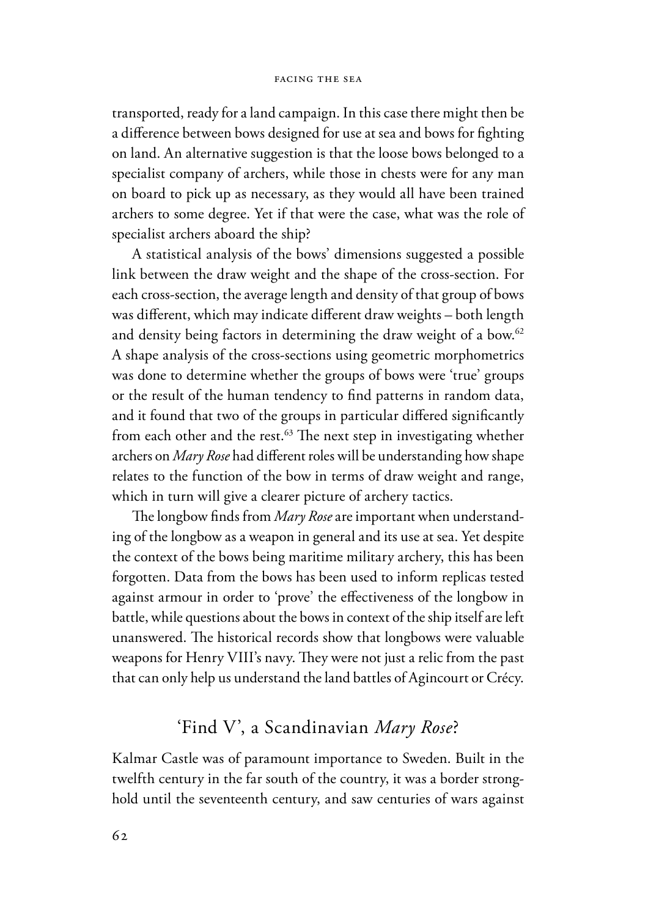transported, ready for a land campaign. In this case there might then be a difference between bows designed for use at sea and bows for fighting on land. An alternative suggestion is that the loose bows belonged to a specialist company of archers, while those in chests were for any man on board to pick up as necessary, as they would all have been trained archers to some degree. Yet if that were the case, what was the role of specialist archers aboard the ship?

A statistical analysis of the bows' dimensions suggested a possible link between the draw weight and the shape of the cross-section. For each cross-section, the average length and density of that group of bows was different, which may indicate different draw weights – both length and density being factors in determining the draw weight of a bow.[62] A shape analysis of the cross-sections using geometric morphometrics was done to determine whether the groups of bows were 'true' groups or the result of the human tendency to find patterns in random data, and it found that two of the groups in particular differed significantly from each other and the rest.[63] The next step in investigating whether archers on *Mary Rose* had different roles will be understanding how shape relates to the function of the bow in terms of draw weight and range, which in turn will give a clearer picture of archery tactics.

The longbow finds from *Mary Rose* are important when understanding of the longbow as a weapon in general and its use at sea. Yet despite the context of the bows being maritime military archery, this has been forgotten. Data from the bows has been used to inform replicas tested against armour in order to 'prove' the effectiveness of the longbow in battle, while questions about the bows in context of the ship itself are left unanswered. The historical records show that longbows were valuable weapons for Henry VIII's navy. They were not just a relic from the past that can only help us understand the land battles of Agincourt or Crécy.

## 'Find V', a Scandinavian *Mary Rose*?

Kalmar Castle was of paramount importance to Sweden. Built in the twelfth century in the far south of the country, it was a border stronghold until the seventeenth century, and saw centuries of wars against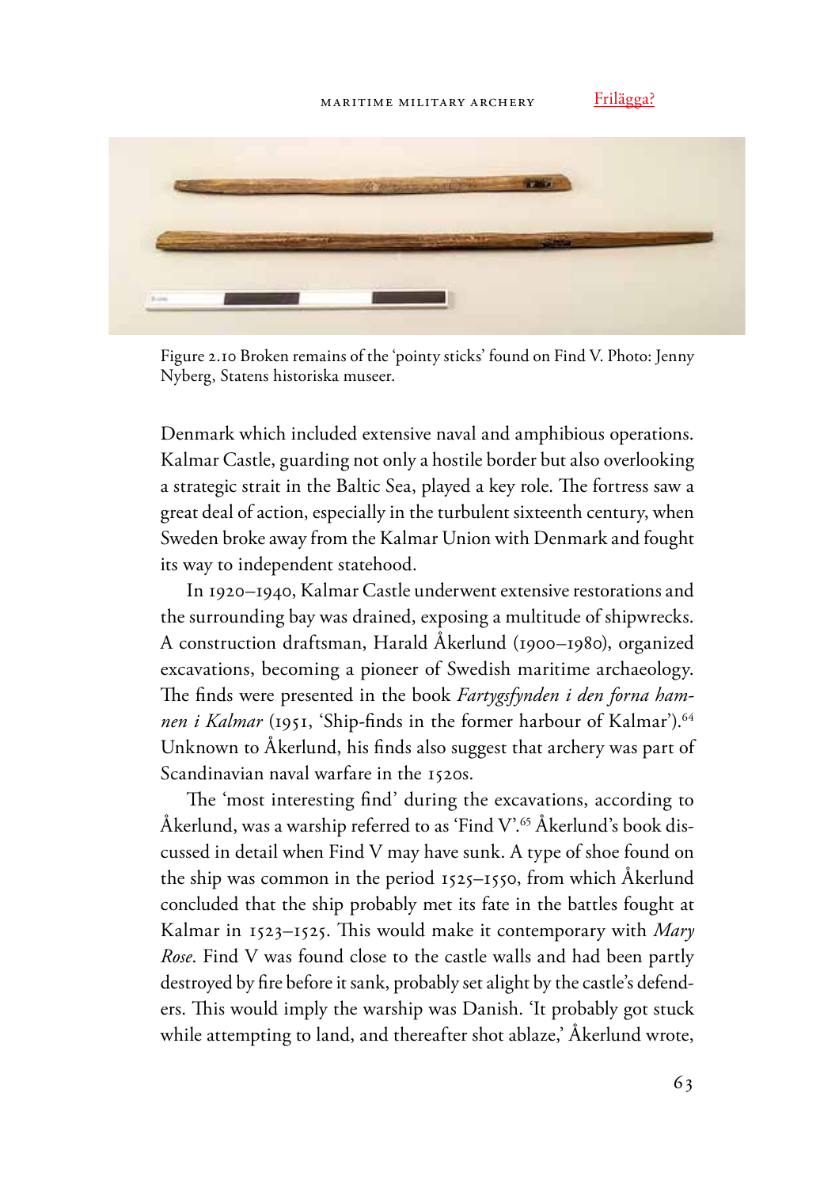Frilägga?

Figure 2.10 Broken remains of the 'pointy sticks' found on Find V. Photo: Jenny Nyberg, Statens historiska museer.

Denmark which included extensive naval and amphibious operations. Kalmar Castle, guarding not only a hostile border but also overlooking a strategic strait in the Baltic Sea, played a key role. The fortress saw a great deal of action, especially in the turbulent sixteenth century, when Sweden broke away from the Kalmar Union with Denmark and fought its way to independent statehood.

In 1920–1940, Kalmar Castle underwent extensive restorations and the surrounding bay was drained, exposing a multitude of shipwrecks. A construction draftsman, Harald Åkerlund (1900–1980), organized excavations, becoming a pioneer of Swedish maritime archaeology. The finds were presented in the book *Fartygsfynden i den forna hamnen i Kalmar* (1951, 'Ship-finds in the former harbour of Kalmar').[64] Unknown to Åkerlund, his finds also suggest that archery was part of Scandinavian naval warfare in the 1520s.

The 'most interesting find' during the excavations, according to Åkerlund, was a warship referred to as 'Find V'.[65] Åkerlund's book discussed in detail when Find V may have sunk. A type of shoe found on the ship was common in the period 1525–1550, from which Åkerlund concluded that the ship probably met its fate in the battles fought at Kalmar in 1523–1525. This would make it contemporary with *Mary Rose*. Find V was found close to the castle walls and had been partly destroyed by fire before it sank, probably set alight by the castle's defenders. This would imply the warship was Danish. 'It probably got stuck while attempting to land, and thereafter shot ablaze,' Åkerlund wrote,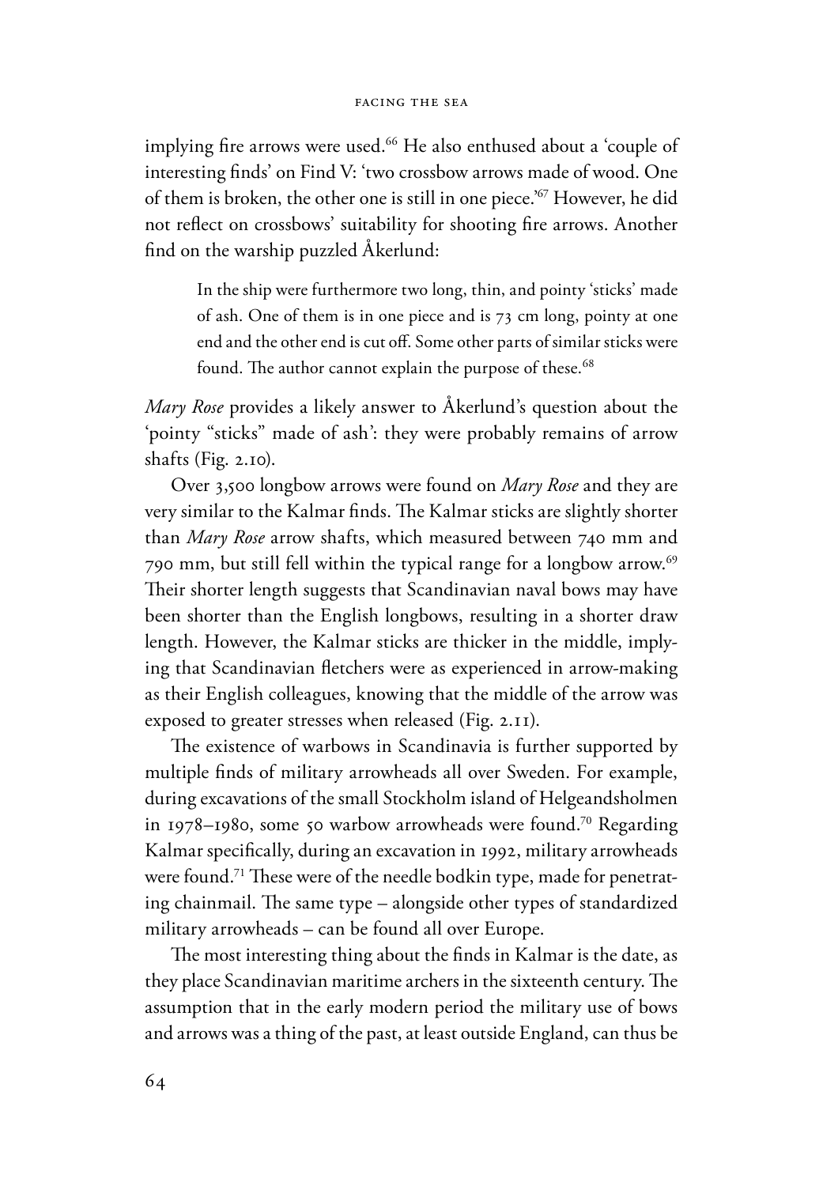implying fire arrows were used.[66] He also enthused about a 'couple of interesting finds' on Find V: 'two crossbow arrows made of wood. One of them is broken, the other one is still in one piece.'[67] However, he did not reflect on crossbows' suitability for shooting fire arrows. Another find on the warship puzzled Åkerlund:

> In the ship were furthermore two long, thin, and pointy 'sticks' made of ash. One of them is in one piece and is 73 cm long, pointy at one end and the other end is cut off. Some other parts of similar sticks were found. The author cannot explain the purpose of these.[68]

*Mary Rose* provides a likely answer to Åkerlund's question about the 'pointy "sticks" made of ash': they were probably remains of arrow shafts (Fig. 2.10).

Over 3,500 longbow arrows were found on *Mary Rose* and they are very similar to the Kalmar finds. The Kalmar sticks are slightly shorter than *Mary Rose* arrow shafts, which measured between 740 mm and 790 mm, but still fell within the typical range for a longbow arrow.[69] Their shorter length suggests that Scandinavian naval bows may have been shorter than the English longbows, resulting in a shorter draw length. However, the Kalmar sticks are thicker in the middle, implying that Scandinavian fletchers were as experienced in arrow-making as their English colleagues, knowing that the middle of the arrow was exposed to greater stresses when released (Fig. 2.11).

The existence of warbows in Scandinavia is further supported by multiple finds of military arrowheads all over Sweden. For example, during excavations of the small Stockholm island of Helgeandsholmen in 1978–1980, some 50 warbow arrowheads were found.[70] Regarding Kalmar specifically, during an excavation in 1992, military arrowheads were found.[71] These were of the needle bodkin type, made for penetrating chainmail. The same type – alongside other types of standardized military arrowheads – can be found all over Europe.

The most interesting thing about the finds in Kalmar is the date, as they place Scandinavian maritime archers in the sixteenth century. The assumption that in the early modern period the military use of bows and arrows was a thing of the past, at least outside England, can thus be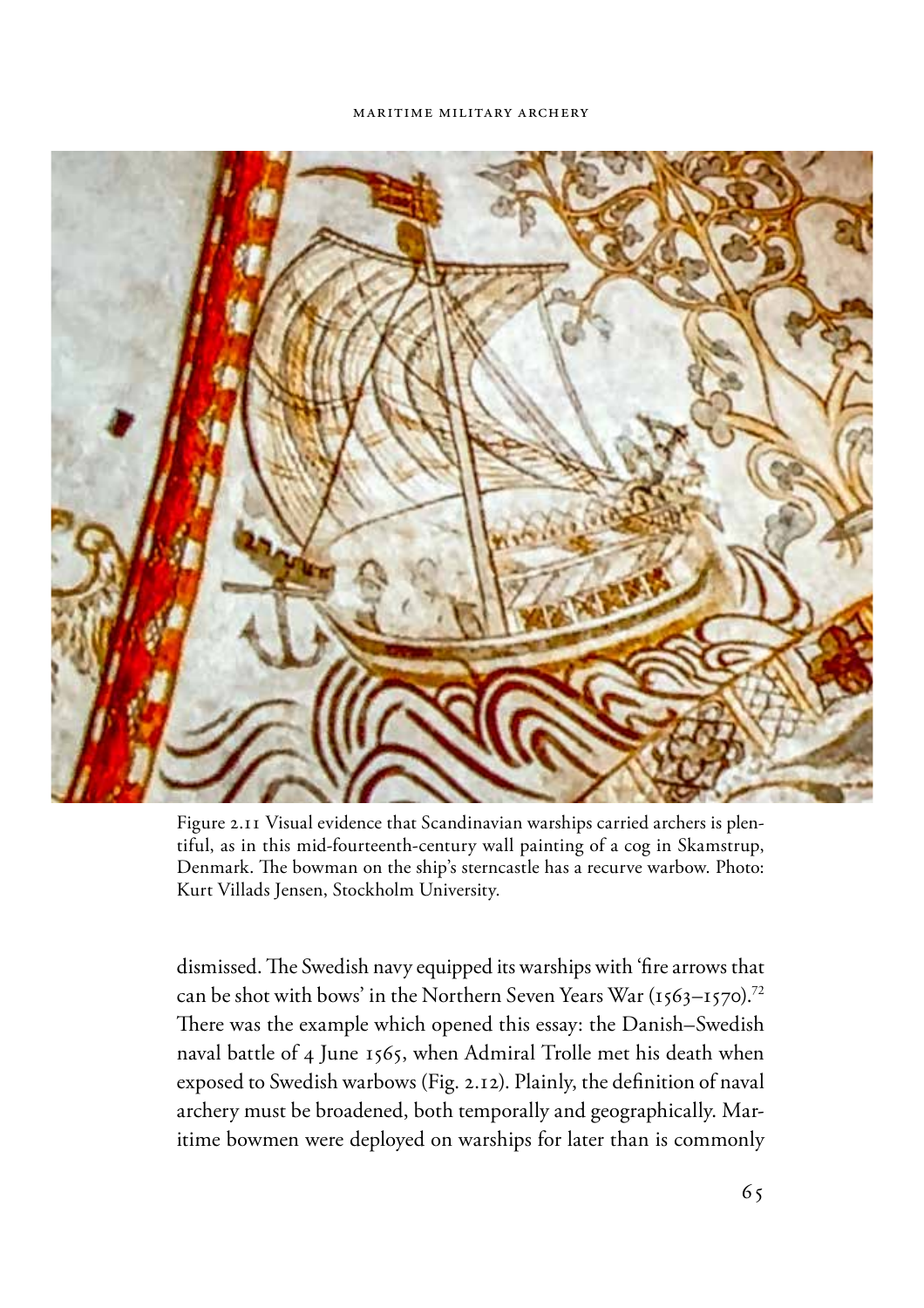Figure 2.11 Visual evidence that Scandinavian warships carried archers is plentiful, as in this mid-fourteenth-century wall painting of a cog in Skamstrup, Denmark. The bowman on the ship's sterncastle has a recurve warbow. Photo: Kurt Villads Jensen, Stockholm University.

dismissed. The Swedish navy equipped its warships with 'fire arrows that can be shot with bows' in the Northern Seven Years War (1563–1570).[72] There was the example which opened this essay: the Danish–Swedish naval battle of 4 June 1565, when Admiral Trolle met his death when exposed to Swedish warbows (Fig. 2.12). Plainly, the definition of naval archery must be broadened, both temporally and geographically. Maritime bowmen were deployed on warships for later than is commonly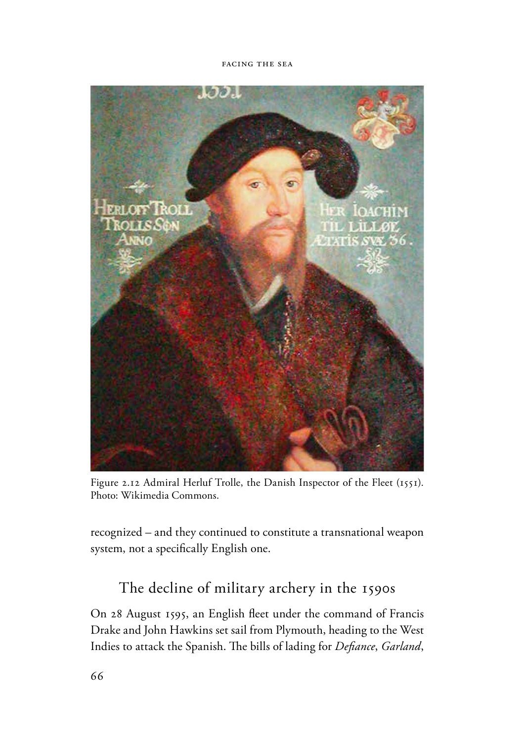Figure 2.12 Admiral Herluf Trolle, the Danish Inspector of the Fleet (1551). Photo: Wikimedia Commons.

recognized – and they continued to constitute a transnational weapon system, not a specifically English one.

## The decline of military archery in the 1590s

On 28 August 1595, an English fleet under the command of Francis Drake and John Hawkins set sail from Plymouth, heading to the West Indies to attack the Spanish. The bills of lading for *Defiance*, *Garland*,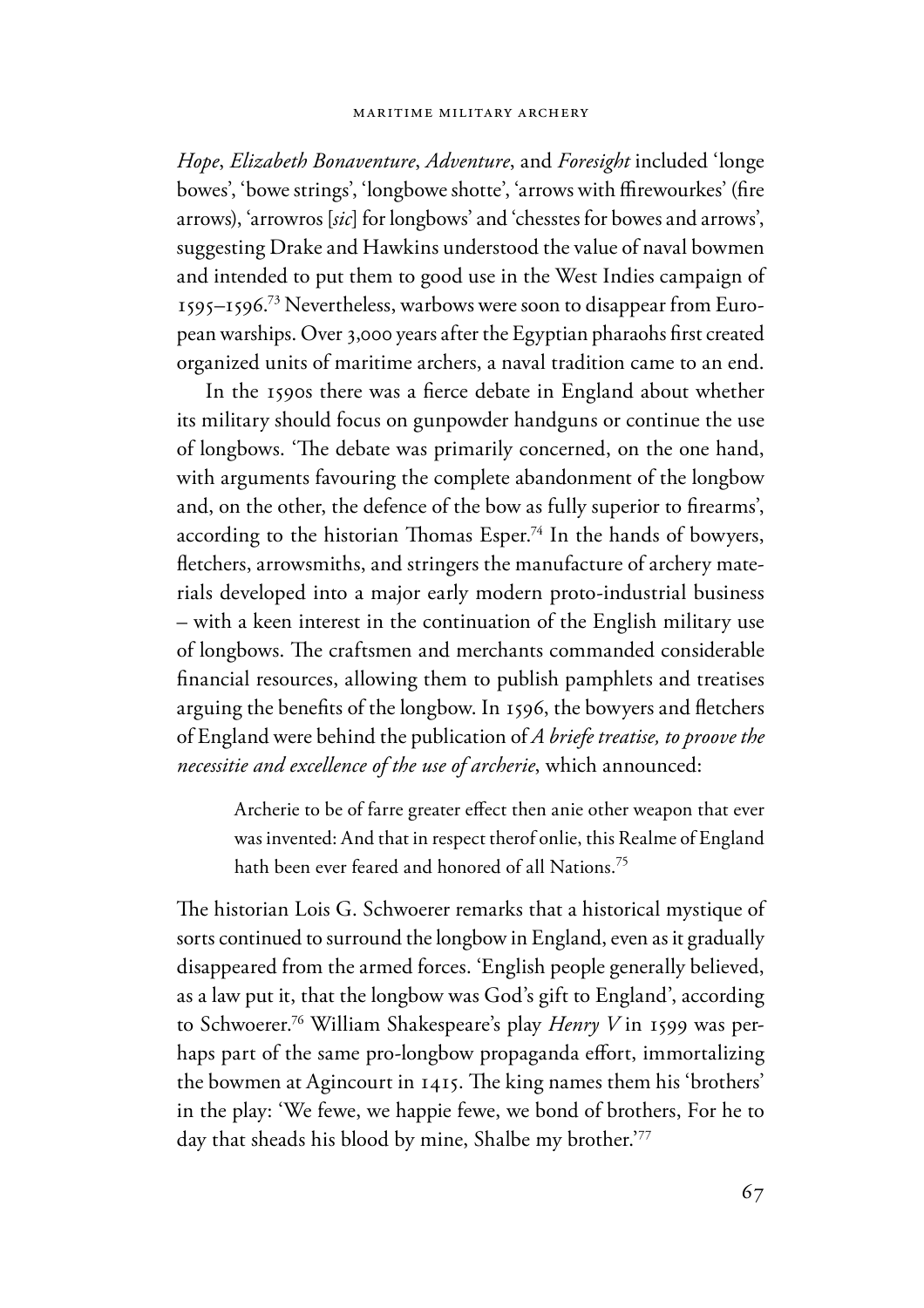*Hope*, *Elizabeth Bonaventure*, *Adventure*, and *Foresight* included 'longe bowes', 'bowe strings', 'longbowe shotte', 'arrows with ffirewourkes' (fire arrows), 'arrowros [*sic*] for longbows' and 'chesstes for bowes and arrows', suggesting Drake and Hawkins understood the value of naval bowmen and intended to put them to good use in the West Indies campaign of 1595–1596.[73] Nevertheless, warbows were soon to disappear from European warships. Over 3,000 years after the Egyptian pharaohs first created organized units of maritime archers, a naval tradition came to an end.

In the 1590s there was a fierce debate in England about whether its military should focus on gunpowder handguns or continue the use of longbows. 'The debate was primarily concerned, on the one hand, with arguments favouring the complete abandonment of the longbow and, on the other, the defence of the bow as fully superior to firearms', according to the historian Thomas Esper.[74] In the hands of bowyers, fletchers, arrowsmiths, and stringers the manufacture of archery materials developed into a major early modern proto-industrial business – with a keen interest in the continuation of the English military use of longbows. The craftsmen and merchants commanded considerable financial resources, allowing them to publish pamphlets and treatises arguing the benefits of the longbow. In 1596, the bowyers and fletchers of England were behind the publication of *A briefe treatise, to proove the necessitie and excellence of the use of archerie*, which announced:

> Archerie to be of farre greater effect then anie other weapon that ever was invented: And that in respect therof onlie, this Realme of England hath been ever feared and honored of all Nations.[75]

The historian Lois G. Schwoerer remarks that a historical mystique of sorts continued to surround the longbow in England, even as it gradually disappeared from the armed forces. 'English people generally believed, as a law put it, that the longbow was God's gift to England', according to Schwoerer.[76] William Shakespeare's play *Henry V* in 1599 was perhaps part of the same pro-longbow propaganda effort, immortalizing the bowmen at Agincourt in 1415. The king names them his 'brothers' in the play: 'We fewe, we happie fewe, we bond of brothers, For he to day that sheads his blood by mine, Shalbe my brother.'[77]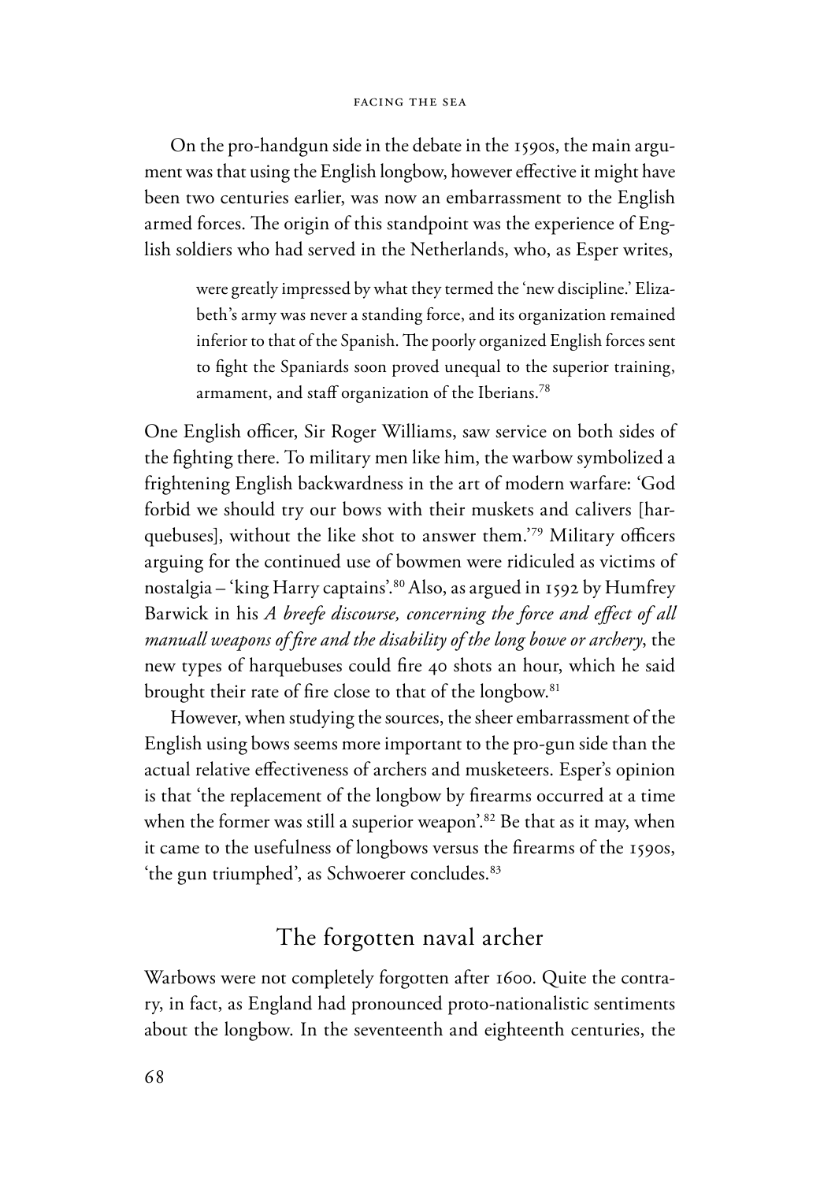On the pro-handgun side in the debate in the 1590s, the main argument was that using the English longbow, however effective it might have been two centuries earlier, was now an embarrassment to the English armed forces. The origin of this standpoint was the experience of English soldiers who had served in the Netherlands, who, as Esper writes,

> were greatly impressed by what they termed the 'new discipline.' Elizabeth's army was never a standing force, and its organization remained inferior to that of the Spanish. The poorly organized English forces sent to fight the Spaniards soon proved unequal to the superior training, armament, and staff organization of the Iberians.[78]

One English officer, Sir Roger Williams, saw service on both sides of the fighting there. To military men like him, the warbow symbolized a frightening English backwardness in the art of modern warfare: 'God forbid we should try our bows with their muskets and calivers [harquebuses], without the like shot to answer them.'[79] Military officers arguing for the continued use of bowmen were ridiculed as victims of nostalgia – 'king Harry captains'.[80] Also, as argued in 1592 by Humfrey Barwick in his *A breefe discourse, concerning the force and effect of all manuall weapons of fire and the disability of the long bowe or archery*, the new types of harquebuses could fire 40 shots an hour, which he said brought their rate of fire close to that of the longbow.[81]

However, when studying the sources, the sheer embarrassment of the English using bows seems more important to the pro-gun side than the actual relative effectiveness of archers and musketeers. Esper's opinion is that 'the replacement of the longbow by firearms occurred at a time when the former was still a superior weapon'.[82] Be that as it may, when it came to the usefulness of longbows versus the firearms of the 1590s, 'the gun triumphed', as Schwoerer concludes.[83]

## The forgotten naval archer

Warbows were not completely forgotten after 1600. Quite the contrary, in fact, as England had pronounced proto-nationalistic sentiments about the longbow. In the seventeenth and eighteenth centuries, the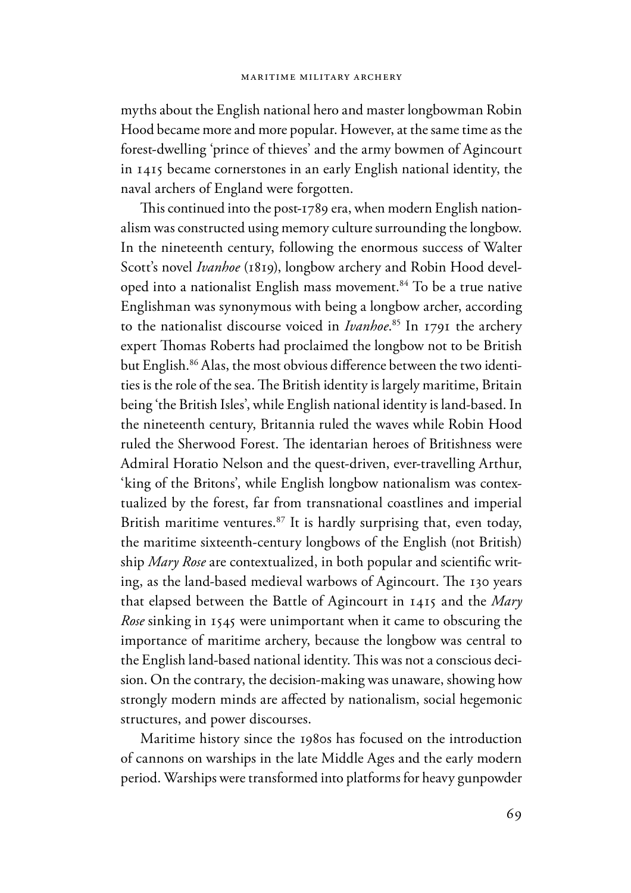myths about the English national hero and master longbowman Robin Hood became more and more popular. However, at the same time as the forest-dwelling 'prince of thieves' and the army bowmen of Agincourt in 1415 became cornerstones in an early English national identity, the naval archers of England were forgotten.

This continued into the post-1789 era, when modern English nationalism was constructed using memory culture surrounding the longbow. In the nineteenth century, following the enormous success of Walter Scott's novel *Ivanhoe* (1819), longbow archery and Robin Hood developed into a nationalist English mass movement.[84] To be a true native Englishman was synonymous with being a longbow archer, according to the nationalist discourse voiced in *Ivanhoe*.[85] In 1791 the archery expert Thomas Roberts had proclaimed the longbow not to be British but English.[86] Alas, the most obvious difference between the two identities is the role of the sea. The British identity is largely maritime, Britain being 'the British Isles', while English national identity is land-based. In the nineteenth century, Britannia ruled the waves while Robin Hood ruled the Sherwood Forest. The identarian heroes of Britishness were Admiral Horatio Nelson and the quest-driven, ever-travelling Arthur, 'king of the Britons', while English longbow nationalism was contextualized by the forest, far from transnational coastlines and imperial British maritime ventures.[87] It is hardly surprising that, even today, the maritime sixteenth-century longbows of the English (not British) ship *Mary Rose* are contextualized, in both popular and scientific writing, as the land-based medieval warbows of Agincourt. The 130 years that elapsed between the Battle of Agincourt in 1415 and the *Mary Rose* sinking in 1545 were unimportant when it came to obscuring the importance of maritime archery, because the longbow was central to the English land-based national identity. This was not a conscious decision. On the contrary, the decision-making was unaware, showing how strongly modern minds are affected by nationalism, social hegemonic structures, and power discourses.

Maritime history since the 1980s has focused on the introduction of cannons on warships in the late Middle Ages and the early modern period. Warships were transformed into platforms for heavy gunpowder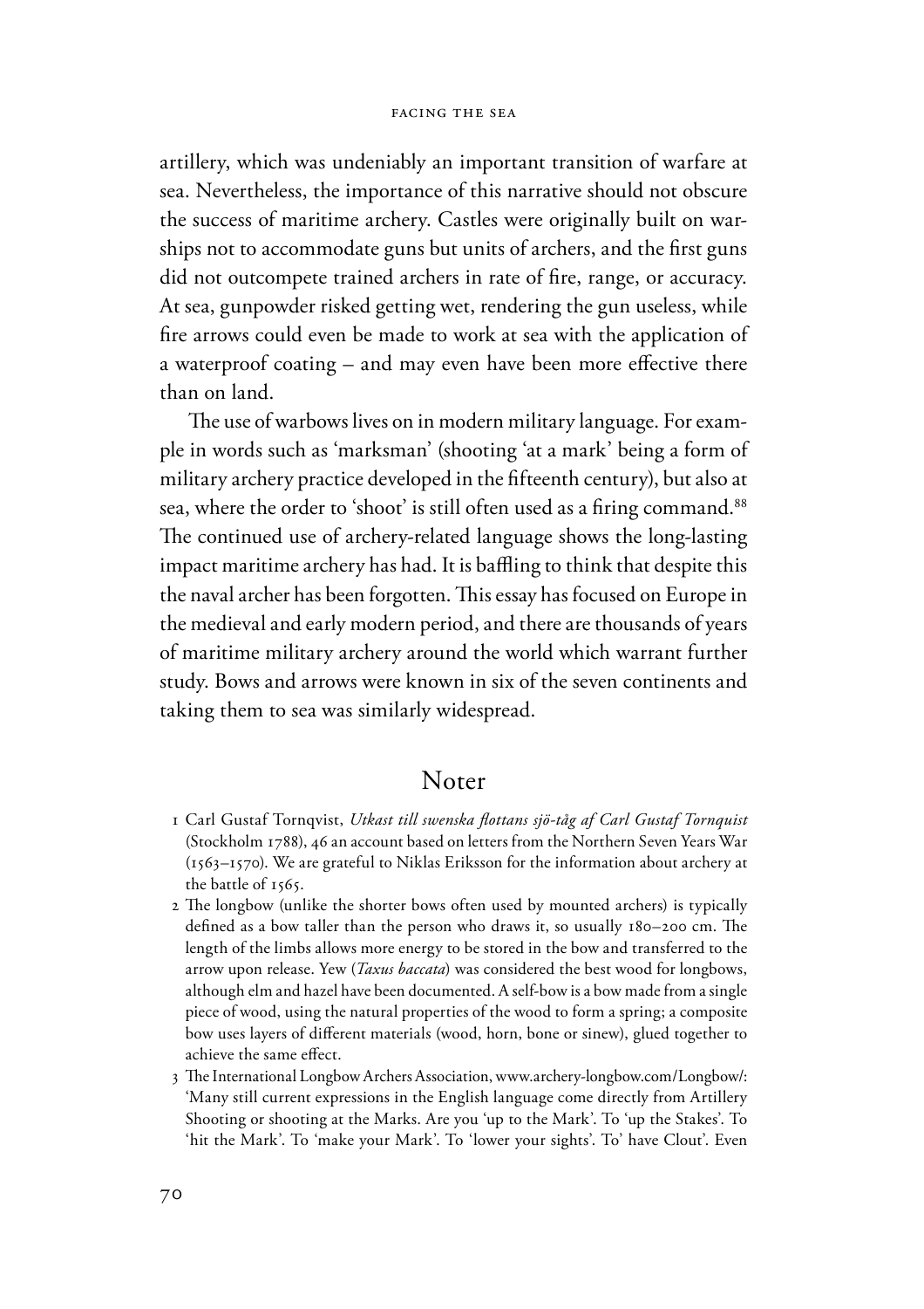artillery, which was undeniably an important transition of warfare at sea. Nevertheless, the importance of this narrative should not obscure the success of maritime archery. Castles were originally built on warships not to accommodate guns but units of archers, and the first guns did not outcompete trained archers in rate of fire, range, or accuracy. At sea, gunpowder risked getting wet, rendering the gun useless, while fire arrows could even be made to work at sea with the application of a waterproof coating – and may even have been more effective there than on land.

The use of warbows lives on in modern military language. For example in words such as 'marksman' (shooting 'at a mark' being a form of military archery practice developed in the fifteenth century), but also at sea, where the order to 'shoot' is still often used as a firing command.[88] The continued use of archery-related language shows the long-lasting impact maritime archery has had. It is baffling to think that despite this the naval archer has been forgotten. This essay has focused on Europe in the medieval and early modern period, and there are thousands of years of maritime military archery around the world which warrant further study. Bows and arrows were known in six of the seven continents and taking them to sea was similarly widespread.

## Noter

1 Carl Gustaf Tornqvist, *Utkast till swenska flottans sjö-tåg af Carl Gustaf Tornquist* (Stockholm 1788), 46 an account based on letters from the Northern Seven Years War (1563–1570). We are grateful to Niklas Eriksson for the information about archery at the battle of 1565.

2 The longbow (unlike the shorter bows often used by mounted archers) is typically defined as a bow taller than the person who draws it, so usually 180–200 cm. The length of the limbs allows more energy to be stored in the bow and transferred to the arrow upon release. Yew (*Taxus baccata*) was considered the best wood for longbows, although elm and hazel have been documented. A self-bow is a bow made from a single piece of wood, using the natural properties of the wood to form a spring; a composite bow uses layers of different materials (wood, horn, bone or sinew), glued together to achieve the same effect.

3 The International Longbow Archers Association, www.archery-longbow.com/Longbow/: 'Many still current expressions in the English language come directly from Artillery Shooting or shooting at the Marks. Are you 'up to the Mark'. To 'up the Stakes'. To 'hit the Mark'. To 'make your Mark'. To 'lower your sights'. To' have Clout'. Even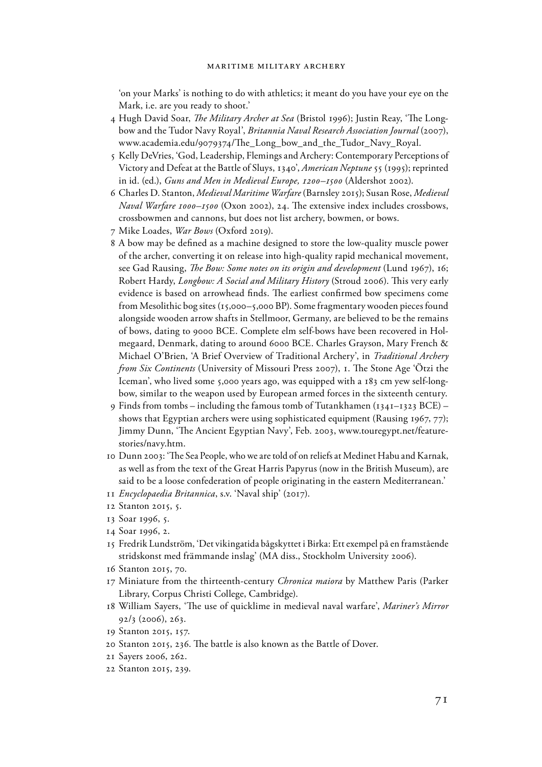'on your Marks' is nothing to do with athletics; it meant do you have your eye on the Mark, i.e. are you ready to shoot.'

4 Hugh David Soar, *The Military Archer at Sea* (Bristol 1996); Justin Reay, 'The Longbow and the Tudor Navy Royal', *Britannia Naval Research Association Journal* (2007), www.academia.edu/9079374/The_Long_bow_and_the_Tudor_Navy_Royal.

5 Kelly DeVries, 'God, Leadership, Flemings and Archery: Contemporary Perceptions of Victory and Defeat at the Battle of Sluys, 1340', *American Neptune* 55 (1995); reprinted in id. (ed.), *Guns and Men in Medieval Europe, 1200–1500* (Aldershot 2002).

6 Charles D. Stanton, *Medieval Maritime Warfare* (Barnsley 2015); Susan Rose, *Medieval Naval Warfare 1000–1500* (Oxon 2002), 24. The extensive index includes crossbows, crossbowmen and cannons, but does not list archery, bowmen, or bows.

7 Mike Loades, *War Bows* (Oxford 2019).

8 A bow may be defined as a machine designed to store the low-quality muscle power of the archer, converting it on release into high-quality rapid mechanical movement, see Gad Rausing, *The Bow: Some notes on its origin and development* (Lund 1967), 16; Robert Hardy, *Longbow: A Social and Military History* (Stroud 2006). This very early evidence is based on arrowhead finds. The earliest confirmed bow specimens come from Mesolithic bog sites (15,000–5,000 BP). Some fragmentary wooden pieces found alongside wooden arrow shafts in Stellmoor, Germany, are believed to be the remains of bows, dating to 9000 BCE. Complete elm self-bows have been recovered in Holmegaard, Denmark, dating to around 6000 BCE. Charles Grayson, Mary French & Michael O'Brien, 'A Brief Overview of Traditional Archery', in *Traditional Archery from Six Continents* (University of Missouri Press 2007), 1. The Stone Age 'Ötzi the Iceman', who lived some 5,000 years ago, was equipped with a 183 cm yew self-longbow, similar to the weapon used by European armed forces in the sixteenth century.

9 Finds from tombs – including the famous tomb of Tutankhamen (1341–1323 BCE) – shows that Egyptian archers were using sophisticated equipment (Rausing 1967, 77); Jimmy Dunn, 'The Ancient Egyptian Navy', Feb. 2003, www.touregypt.net/featurestories/navy.htm.

10 Dunn 2003: 'The Sea People, who we are told of on reliefs at Medinet Habu and Karnak, as well as from the text of the Great Harris Papyrus (now in the British Museum), are said to be a loose confederation of people originating in the eastern Mediterranean.'

11 *Encyclopaedia Britannica*, s.v. 'Naval ship' (2017).

12 Stanton 2015, 5.

13 Soar 1996, 5.

14 Soar 1996, 2.

15 Fredrik Lundström, 'Det vikingatida bågskyttet i Birka: Ett exempel på en framstående stridskonst med främmande inslag' (MA diss., Stockholm University 2006).

16 Stanton 2015, 70.

17 Miniature from the thirteenth-century *Chronica maiora* by Matthew Paris (Parker Library, Corpus Christi College, Cambridge).

18 William Sayers, 'The use of quicklime in medieval naval warfare', *Mariner's Mirror* 92/3 (2006), 263.

19 Stanton 2015, 157.

20 Stanton 2015, 236. The battle is also known as the Battle of Dover.

21 Sayers 2006, 262.

22 Stanton 2015, 239.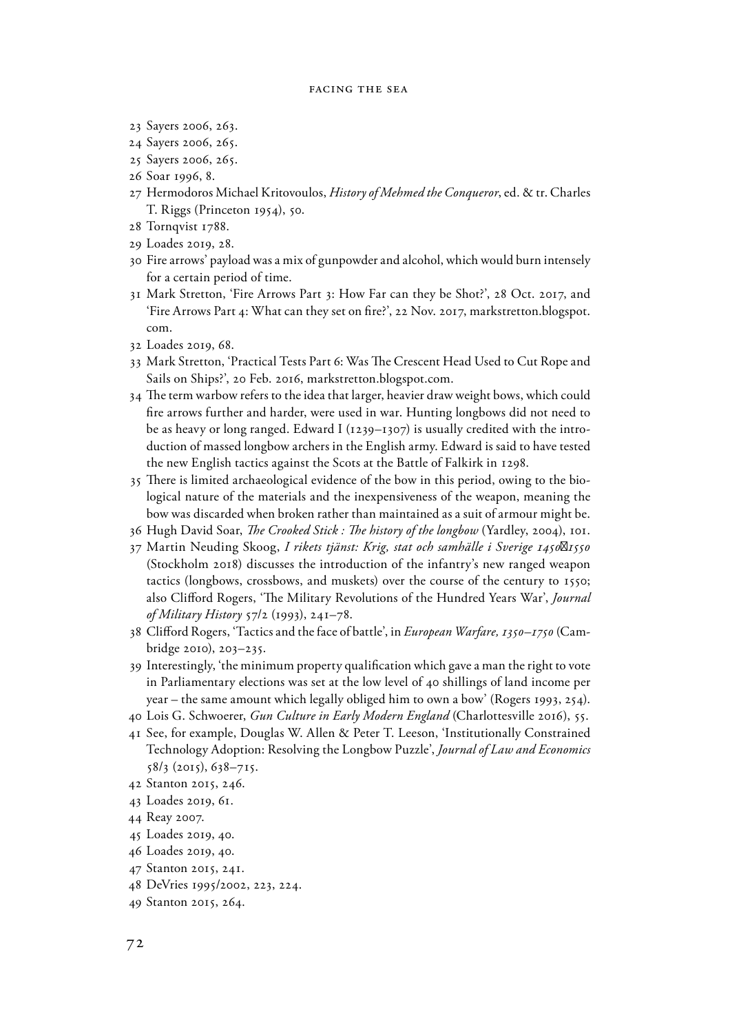23 Sayers 2006, 263.

24 Sayers 2006, 265.

25 Sayers 2006, 265.

26 Soar 1996, 8.

27 Hermodoros Michael Kritovoulos, *History of Mehmed the Conqueror*, ed. & tr. Charles T. Riggs (Princeton 1954), 50.

28 Tornqvist 1788.

29 Loades 2019, 28.

30 Fire arrows' payload was a mix of gunpowder and alcohol, which would burn intensely for a certain period of time.

31 Mark Stretton, 'Fire Arrows Part 3: How Far can they be Shot?', 28 Oct. 2017, and 'Fire Arrows Part 4: What can they set on fire?', 22 Nov. 2017, markstretton.blogspot.com.

32 Loades 2019, 68.

33 Mark Stretton, 'Practical Tests Part 6: Was The Crescent Head Used to Cut Rope and Sails on Ships?', 20 Feb. 2016, markstretton.blogspot.com.

34 The term warbow refers to the idea that larger, heavier draw weight bows, which could fire arrows further and harder, were used in war. Hunting longbows did not need to be as heavy or long ranged. Edward I (1239–1307) is usually credited with the introduction of massed longbow archers in the English army. Edward is said to have tested the new English tactics against the Scots at the Battle of Falkirk in 1298.

35 There is limited archaeological evidence of the bow in this period, owing to the biological nature of the materials and the inexpensiveness of the weapon, meaning the bow was discarded when broken rather than maintained as a suit of armour might be.

36 Hugh David Soar, *The Crooked Stick : The history of the longbow* (Yardley, 2004), 101.

37 Martin Neuding Skoog, *I rikets tjänst: Krig, stat och samhälle i Sverige 1450–1550* (Stockholm 2018) discusses the introduction of the infantry's new ranged weapon tactics (longbows, crossbows, and muskets) over the course of the century to 1550; also Clifford Rogers, 'The Military Revolutions of the Hundred Years War', *Journal of Military History* 57/2 (1993), 241–78.

38 Clifford Rogers, 'Tactics and the face of battle', in *European Warfare, 1350–1750* (Cambridge 2010), 203–235.

39 Interestingly, 'the minimum property qualification which gave a man the right to vote in Parliamentary elections was set at the low level of 40 shillings of land income per year – the same amount which legally obliged him to own a bow' (Rogers 1993, 254).

40 Lois G. Schwoerer, *Gun Culture in Early Modern England* (Charlottesville 2016), 55.

41 See, for example, Douglas W. Allen & Peter T. Leeson, 'Institutionally Constrained Technology Adoption: Resolving the Longbow Puzzle', *Journal of Law and Economics* 58/3 (2015), 638–715.

42 Stanton 2015, 246.

43 Loades 2019, 61.

44 Reay 2007.

45 Loades 2019, 40.

46 Loades 2019, 40.

47 Stanton 2015, 241.

48 DeVries 1995/2002, 223, 224.

49 Stanton 2015, 264.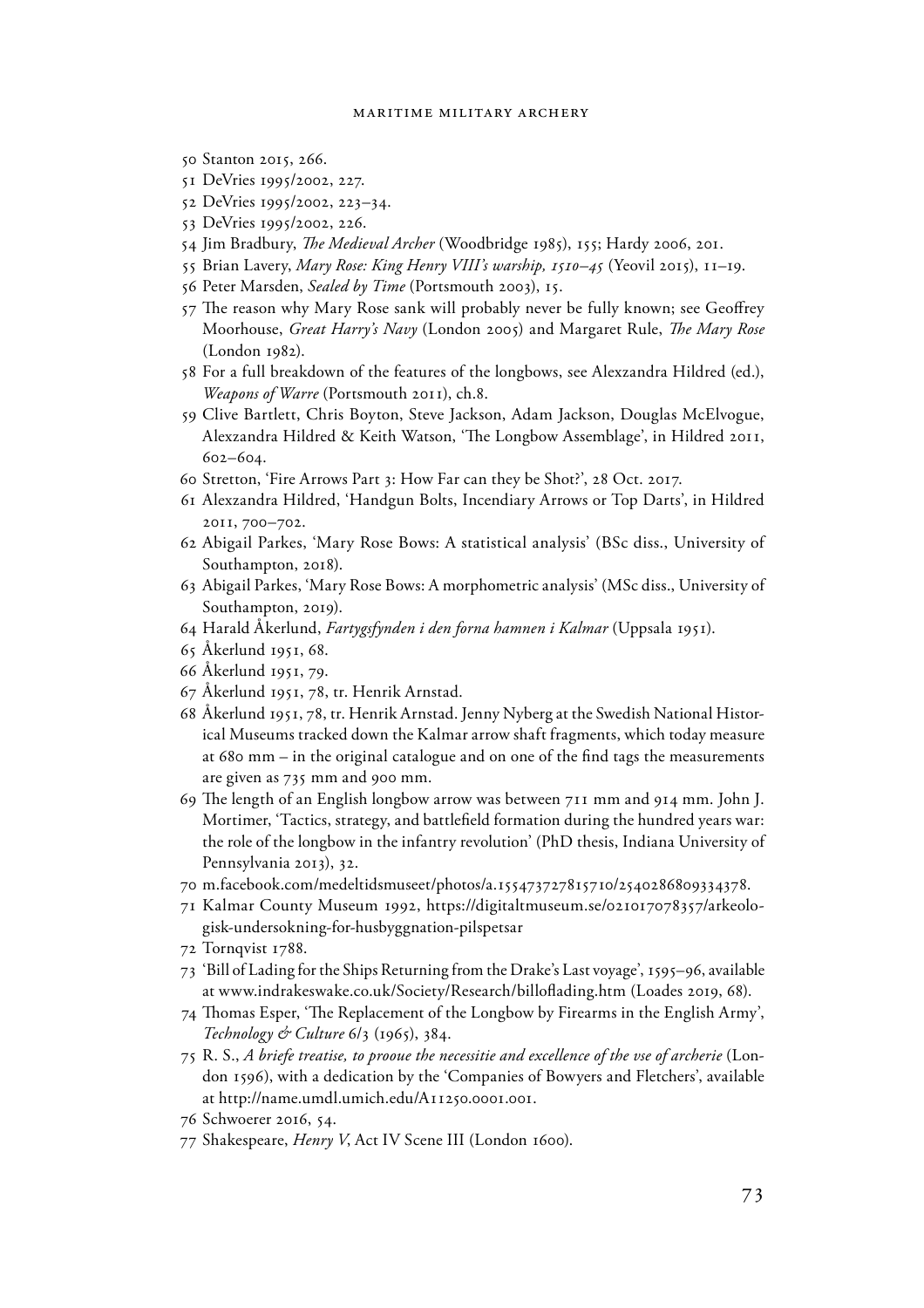50 Stanton 2015, 266.
51 DeVries 1995/2002, 227.
52 DeVries 1995/2002, 223–34.
53 DeVries 1995/2002, 226.
54 Jim Bradbury, *The Medieval Archer* (Woodbridge 1985), 155; Hardy 2006, 201.
55 Brian Lavery, *Mary Rose: King Henry VIII's warship, 1510–45* (Yeovil 2015), 11–19.
56 Peter Marsden, *Sealed by Time* (Portsmouth 2003), 15.
57 The reason why Mary Rose sank will probably never be fully known; see Geoffrey Moorhouse, *Great Harry's Navy* (London 2005) and Margaret Rule, *The Mary Rose* (London 1982).
58 For a full breakdown of the features of the longbows, see Alexzandra Hildred (ed.), *Weapons of Warre* (Portsmouth 2011), ch.8.
59 Clive Bartlett, Chris Boyton, Steve Jackson, Adam Jackson, Douglas McElvogue, Alexzandra Hildred & Keith Watson, 'The Longbow Assemblage', in Hildred 2011, 602–604.
60 Stretton, 'Fire Arrows Part 3: How Far can they be Shot?', 28 Oct. 2017.
61 Alexzandra Hildred, 'Handgun Bolts, Incendiary Arrows or Top Darts', in Hildred 2011, 700–702.
62 Abigail Parkes, 'Mary Rose Bows: A statistical analysis' (BSc diss., University of Southampton, 2018).
63 Abigail Parkes, 'Mary Rose Bows: A morphometric analysis' (MSc diss., University of Southampton, 2019).
64 Harald Åkerlund, *Fartygsfynden i den forna hamnen i Kalmar* (Uppsala 1951).
65 Åkerlund 1951, 68.
66 Åkerlund 1951, 79.
67 Åkerlund 1951, 78, tr. Henrik Arnstad.
68 Åkerlund 1951, 78, tr. Henrik Arnstad. Jenny Nyberg at the Swedish National Historical Museums tracked down the Kalmar arrow shaft fragments, which today measure at 680 mm – in the original catalogue and on one of the find tags the measurements are given as 735 mm and 900 mm.
69 The length of an English longbow arrow was between 711 mm and 914 mm. John J. Mortimer, 'Tactics, strategy, and battlefield formation during the hundred years war: the role of the longbow in the infantry revolution' (PhD thesis, Indiana University of Pennsylvania 2013), 32.
70 m.facebook.com/medeltidsmuseet/photos/a.155473727815710/2540286809334378.
71 Kalmar County Museum 1992, https://digitaltmuseum.se/021017078357/arkeologisk-undersokning-for-husbyggnation-pilspetsar
72 Tornqvist 1788.
73 'Bill of Lading for the Ships Returning from the Drake's Last voyage', 1595–96, available at www.indrakeswake.co.uk/Society/Research/billoflading.htm (Loades 2019, 68).
74 Thomas Esper, 'The Replacement of the Longbow by Firearms in the English Army', *Technology & Culture* 6/3 (1965), 384.
75 R. S., *A briefe treatise, to prooue the necessitie and excellence of the vse of archerie* (London 1596), with a dedication by the 'Companies of Bowyers and Fletchers', available at http://name.umdl.umich.edu/A11250.0001.001.
76 Schwoerer 2016, 54.
77 Shakespeare, *Henry V*, Act IV Scene III (London 1600).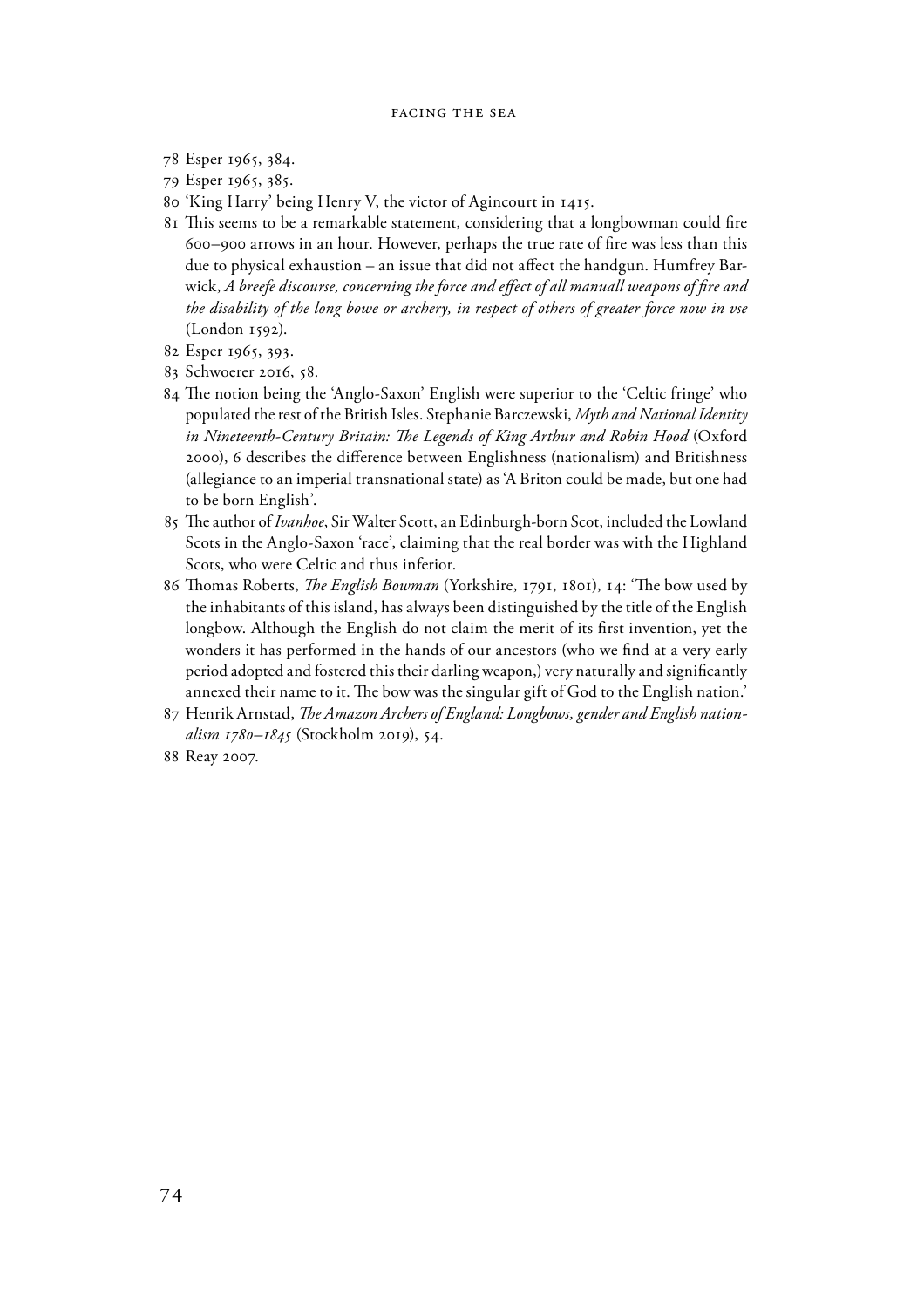78 Esper 1965, 384.

79 Esper 1965, 385.

80 'King Harry' being Henry V, the victor of Agincourt in 1415.

81 This seems to be a remarkable statement, considering that a longbowman could fire 600–900 arrows in an hour. However, perhaps the true rate of fire was less than this due to physical exhaustion – an issue that did not affect the handgun. Humfrey Barwick, *A breefe discourse, concerning the force and effect of all manuall weapons of fire and the disability of the long bowe or archery, in respect of others of greater force now in vse* (London 1592).

82 Esper 1965, 393.

83 Schwoerer 2016, 58.

84 The notion being the 'Anglo-Saxon' English were superior to the 'Celtic fringe' who populated the rest of the British Isles. Stephanie Barczewski, *Myth and National Identity in Nineteenth-Century Britain: The Legends of King Arthur and Robin Hood* (Oxford 2000), 6 describes the difference between Englishness (nationalism) and Britishness (allegiance to an imperial transnational state) as 'A Briton could be made, but one had to be born English'.

85 The author of *Ivanhoe*, Sir Walter Scott, an Edinburgh-born Scot, included the Lowland Scots in the Anglo-Saxon 'race', claiming that the real border was with the Highland Scots, who were Celtic and thus inferior.

86 Thomas Roberts, *The English Bowman* (Yorkshire, 1791, 1801), 14: 'The bow used by the inhabitants of this island, has always been distinguished by the title of the English longbow. Although the English do not claim the merit of its first invention, yet the wonders it has performed in the hands of our ancestors (who we find at a very early period adopted and fostered this their darling weapon,) very naturally and significantly annexed their name to it. The bow was the singular gift of God to the English nation.'

87 Henrik Arnstad, *The Amazon Archers of England: Longbows, gender and English nationalism 1780–1845* (Stockholm 2019), 54.

88 Reay 2007.